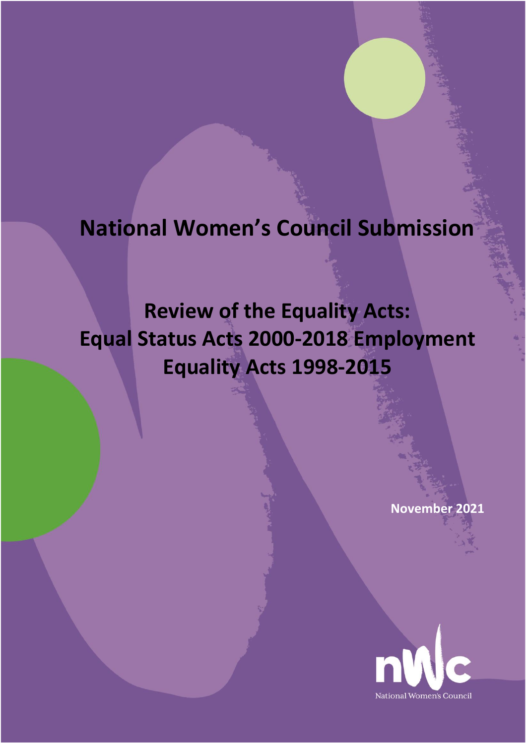# National Women's Council Submission

## Review of the Equality Acts: Equal Status Acts 2000-2018 Employment Equality Acts 1998-2015

November 2021

National Women's Council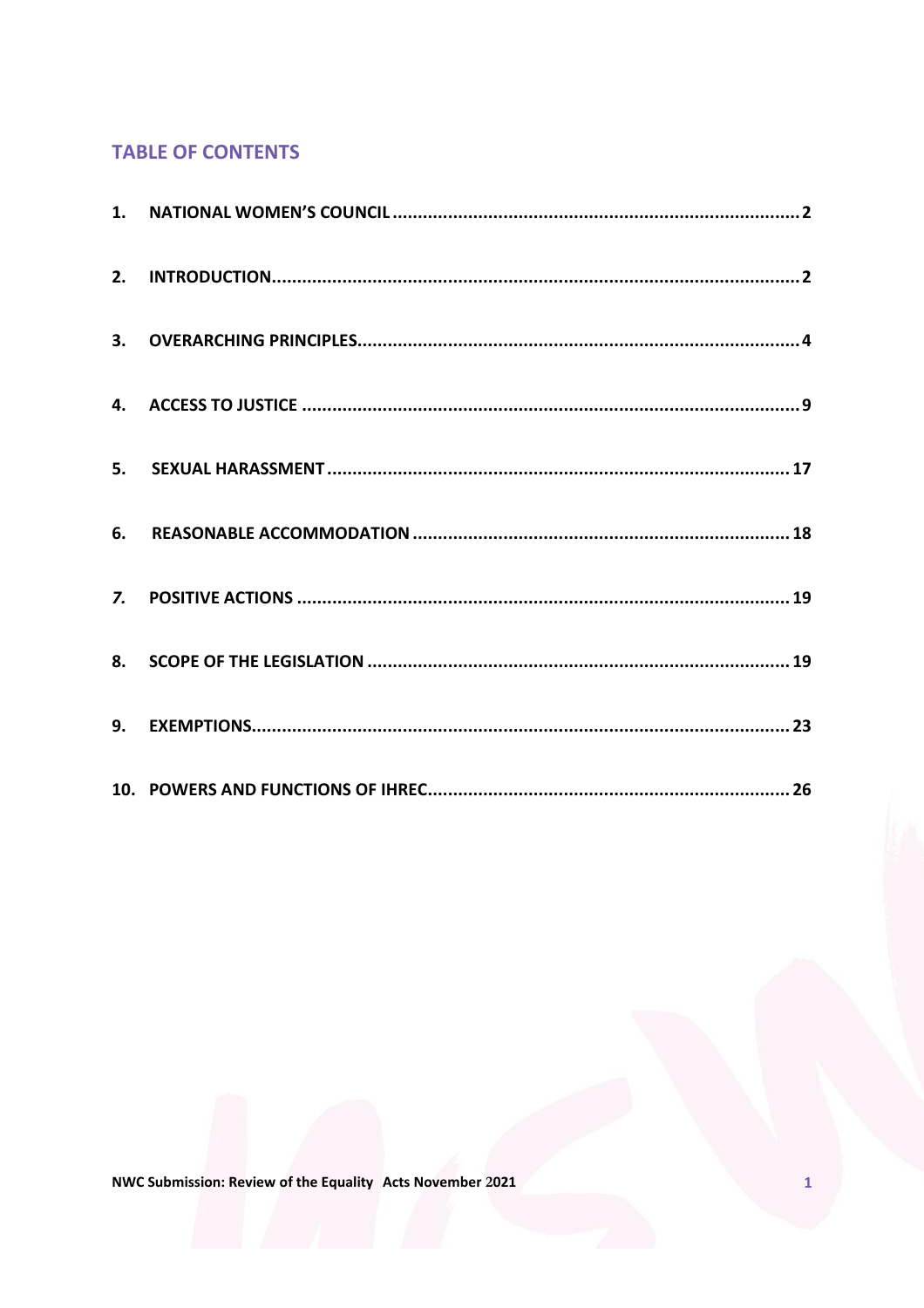## TABLE OF CONTENTS

1. NATIONAL WOMEN'S COUNCIL ........ 2
2. INTRODUCTION ........ 2
3. OVERARCHING PRINCIPLES ........ 4
4. ACCESS TO JUSTICE ........ 9
5. SEXUAL HARASSMENT ........ 17
6. REASONABLE ACCOMMODATION ........ 18
7. POSITIVE ACTIONS ........ 19
8. SCOPE OF THE LEGISLATION ........ 19
9. EXEMPTIONS ........ 23
10. POWERS AND FUNCTIONS OF IHREC ........ 26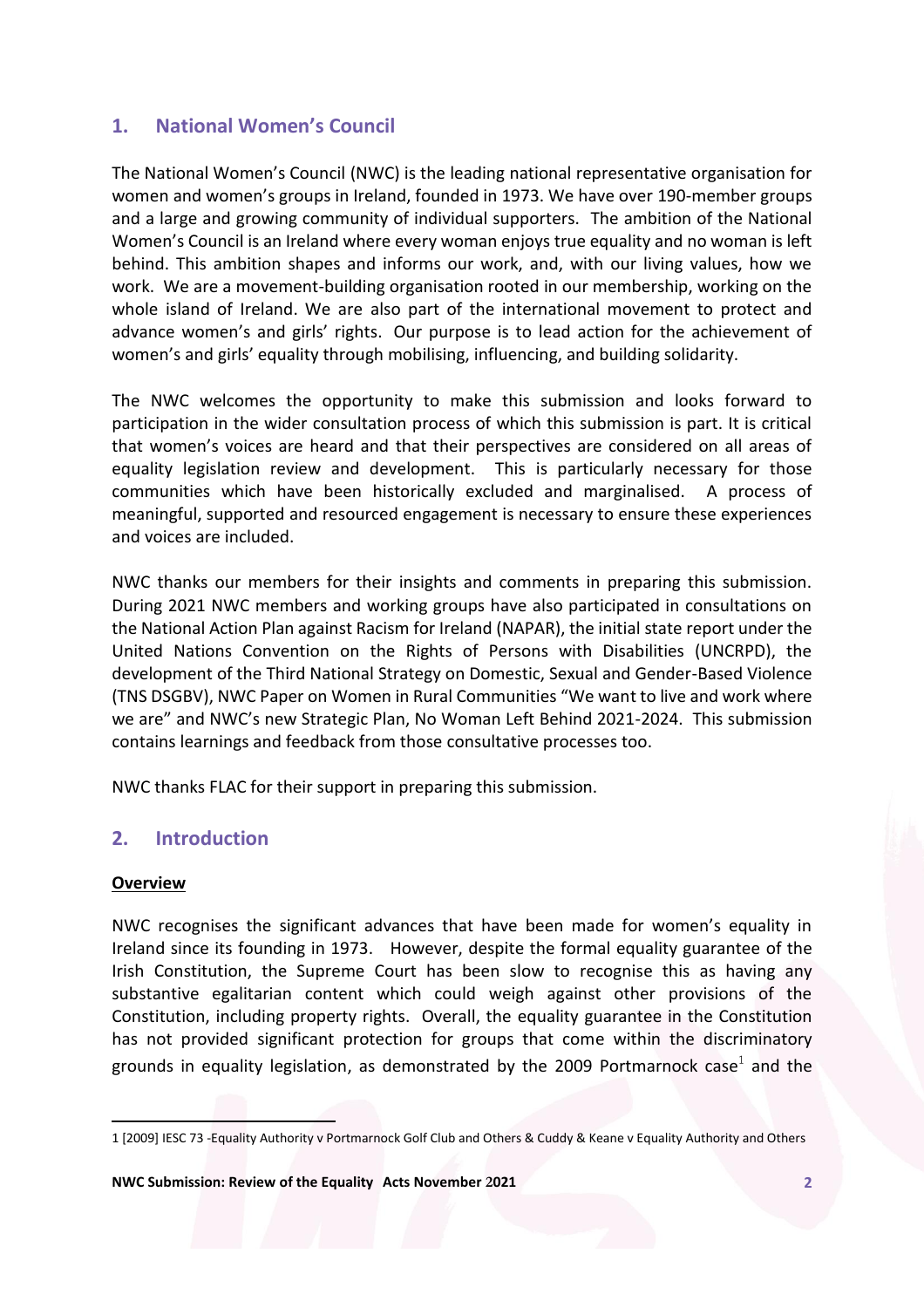## 1. National Women's Council

The National Women's Council (NWC) is the leading national representative organisation for women and women's groups in Ireland, founded in 1973. We have over 190-member groups and a large and growing community of individual supporters. The ambition of the National Women's Council is an Ireland where every woman enjoys true equality and no woman is left behind. This ambition shapes and informs our work, and, with our living values, how we work. We are a movement-building organisation rooted in our membership, working on the whole island of Ireland. We are also part of the international movement to protect and advance women's and girls' rights. Our purpose is to lead action for the achievement of women's and girls' equality through mobilising, influencing, and building solidarity.

The NWC welcomes the opportunity to make this submission and looks forward to participation in the wider consultation process of which this submission is part. It is critical that women's voices are heard and that their perspectives are considered on all areas of equality legislation review and development. This is particularly necessary for those communities which have been historically excluded and marginalised. A process of meaningful, supported and resourced engagement is necessary to ensure these experiences and voices are included.

NWC thanks our members for their insights and comments in preparing this submission. During 2021 NWC members and working groups have also participated in consultations on the National Action Plan against Racism for Ireland (NAPAR), the initial state report under the United Nations Convention on the Rights of Persons with Disabilities (UNCRPD), the development of the Third National Strategy on Domestic, Sexual and Gender-Based Violence (TNS DSGBV), NWC Paper on Women in Rural Communities "We want to live and work where we are" and NWC's new Strategic Plan, No Woman Left Behind 2021-2024. This submission contains learnings and feedback from those consultative processes too.

NWC thanks FLAC for their support in preparing this submission.

## 2. Introduction

**Overview**

NWC recognises the significant advances that have been made for women's equality in Ireland since its founding in 1973. However, despite the formal equality guarantee of the Irish Constitution, the Supreme Court has been slow to recognise this as having any substantive egalitarian content which could weigh against other provisions of the Constitution, including property rights. Overall, the equality guarantee in the Constitution has not provided significant protection for groups that come within the discriminatory grounds in equality legislation, as demonstrated by the 2009 Portmarnock case[1] and the

---

1 [2009] IESC 73 -Equality Authority v Portmarnock Golf Club and Others & Cuddy & Keane v Equality Authority and Others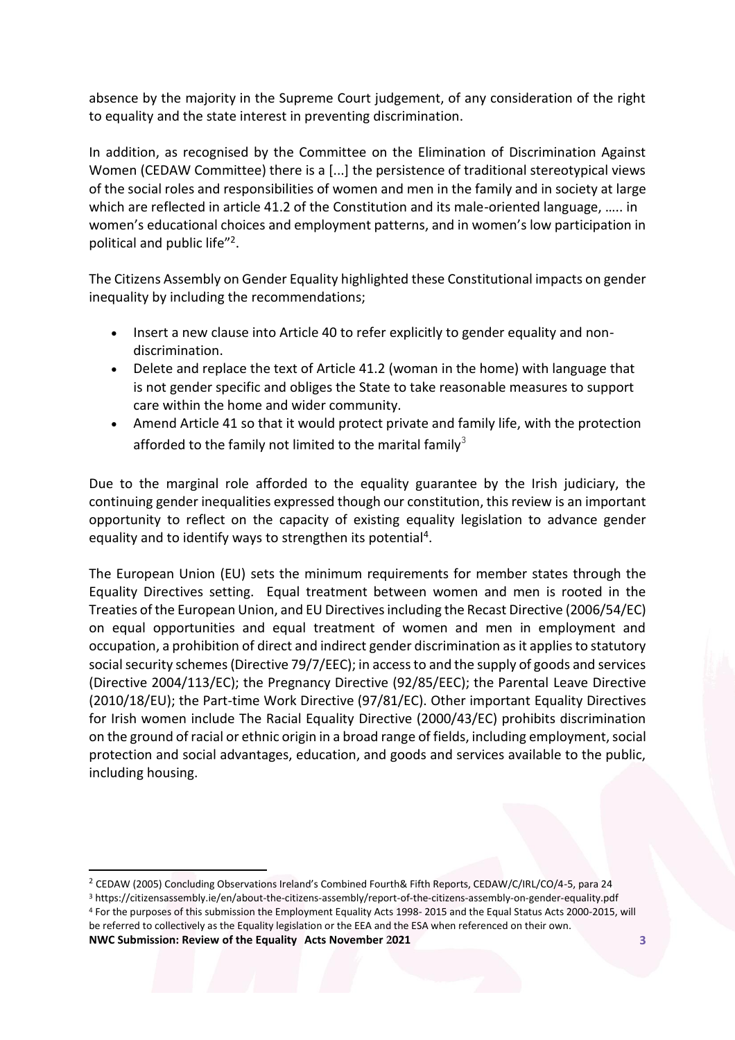absence by the majority in the Supreme Court judgement, of any consideration of the right to equality and the state interest in preventing discrimination.

In addition, as recognised by the Committee on the Elimination of Discrimination Against Women (CEDAW Committee) there is a [...] the persistence of traditional stereotypical views of the social roles and responsibilities of women and men in the family and in society at large which are reflected in article 41.2 of the Constitution and its male-oriented language, ….. in women's educational choices and employment patterns, and in women's low participation in political and public life"[2].

The Citizens Assembly on Gender Equality highlighted these Constitutional impacts on gender inequality by including the recommendations;

- Insert a new clause into Article 40 to refer explicitly to gender equality and non-discrimination.
- Delete and replace the text of Article 41.2 (woman in the home) with language that is not gender specific and obliges the State to take reasonable measures to support care within the home and wider community.
- Amend Article 41 so that it would protect private and family life, with the protection afforded to the family not limited to the marital family[3]

Due to the marginal role afforded to the equality guarantee by the Irish judiciary, the continuing gender inequalities expressed though our constitution, this review is an important opportunity to reflect on the capacity of existing equality legislation to advance gender equality and to identify ways to strengthen its potential[4].

The European Union (EU) sets the minimum requirements for member states through the Equality Directives setting. Equal treatment between women and men is rooted in the Treaties of the European Union, and EU Directives including the Recast Directive (2006/54/EC) on equal opportunities and equal treatment of women and men in employment and occupation, a prohibition of direct and indirect gender discrimination as it applies to statutory social security schemes (Directive 79/7/EEC); in access to and the supply of goods and services (Directive 2004/113/EC); the Pregnancy Directive (92/85/EEC); the Parental Leave Directive (2010/18/EU); the Part-time Work Directive (97/81/EC). Other important Equality Directives for Irish women include The Racial Equality Directive (2000/43/EC) prohibits discrimination on the ground of racial or ethnic origin in a broad range of fields, including employment, social protection and social advantages, education, and goods and services available to the public, including housing.

---

[2] CEDAW (2005) Concluding Observations Ireland's Combined Fourth& Fifth Reports, CEDAW/C/IRL/CO/4-5, para 24

[3] https://citizensassembly.ie/en/about-the-citizens-assembly/report-of-the-citizens-assembly-on-gender-equality.pdf

[4] For the purposes of this submission the Employment Equality Acts 1998- 2015 and the Equal Status Acts 2000-2015, will be referred to collectively as the Equality legislation or the EEA and the ESA when referenced on their own.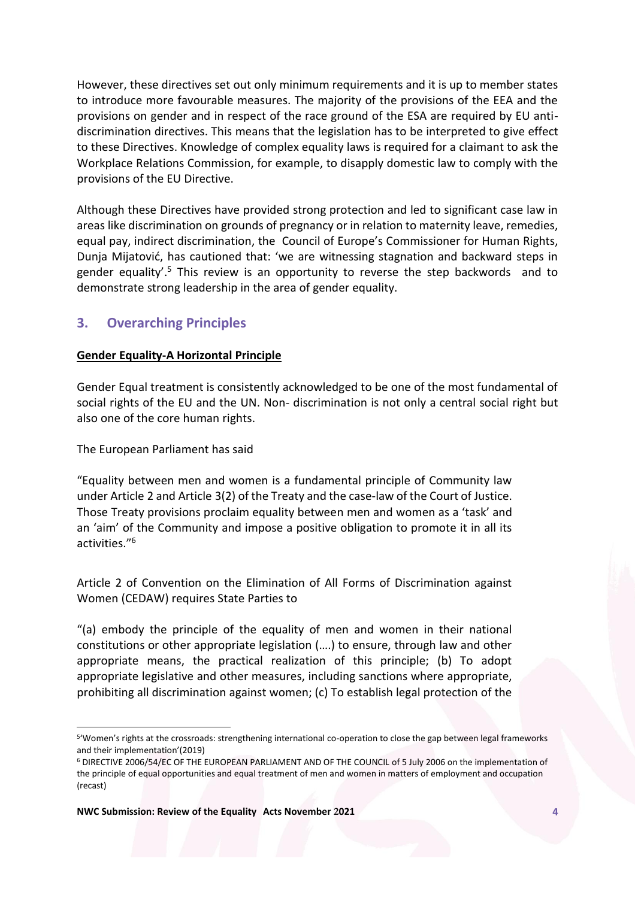However, these directives set out only minimum requirements and it is up to member states to introduce more favourable measures. The majority of the provisions of the EEA and the provisions on gender and in respect of the race ground of the ESA are required by EU anti-discrimination directives. This means that the legislation has to be interpreted to give effect to these Directives. Knowledge of complex equality laws is required for a claimant to ask the Workplace Relations Commission, for example, to disapply domestic law to comply with the provisions of the EU Directive.

Although these Directives have provided strong protection and led to significant case law in areas like discrimination on grounds of pregnancy or in relation to maternity leave, remedies, equal pay, indirect discrimination, the Council of Europe's Commissioner for Human Rights, Dunja Mijatović, has cautioned that: 'we are witnessing stagnation and backward steps in gender equality'.[5] This review is an opportunity to reverse the step backwords and to demonstrate strong leadership in the area of gender equality.

## 3. Overarching Principles

**Gender Equality-A Horizontal Principle**

Gender Equal treatment is consistently acknowledged to be one of the most fundamental of social rights of the EU and the UN. Non- discrimination is not only a central social right but also one of the core human rights.

The European Parliament has said

> "Equality between men and women is a fundamental principle of Community law under Article 2 and Article 3(2) of the Treaty and the case-law of the Court of Justice. Those Treaty provisions proclaim equality between men and women as a 'task' and an 'aim' of the Community and impose a positive obligation to promote it in all its activities."[6]

Article 2 of Convention on the Elimination of All Forms of Discrimination against Women (CEDAW) requires State Parties to

> "(a) embody the principle of the equality of men and women in their national constitutions or other appropriate legislation (….) to ensure, through law and other appropriate means, the practical realization of this principle; (b) To adopt appropriate legislative and other measures, including sanctions where appropriate, prohibiting all discrimination against women; (c) To establish legal protection of the

---

[5] 'Women's rights at the crossroads: strengthening international co-operation to close the gap between legal frameworks and their implementation'(2019)

[6] DIRECTIVE 2006/54/EC OF THE EUROPEAN PARLIAMENT AND OF THE COUNCIL of 5 July 2006 on the implementation of the principle of equal opportunities and equal treatment of men and women in matters of employment and occupation (recast)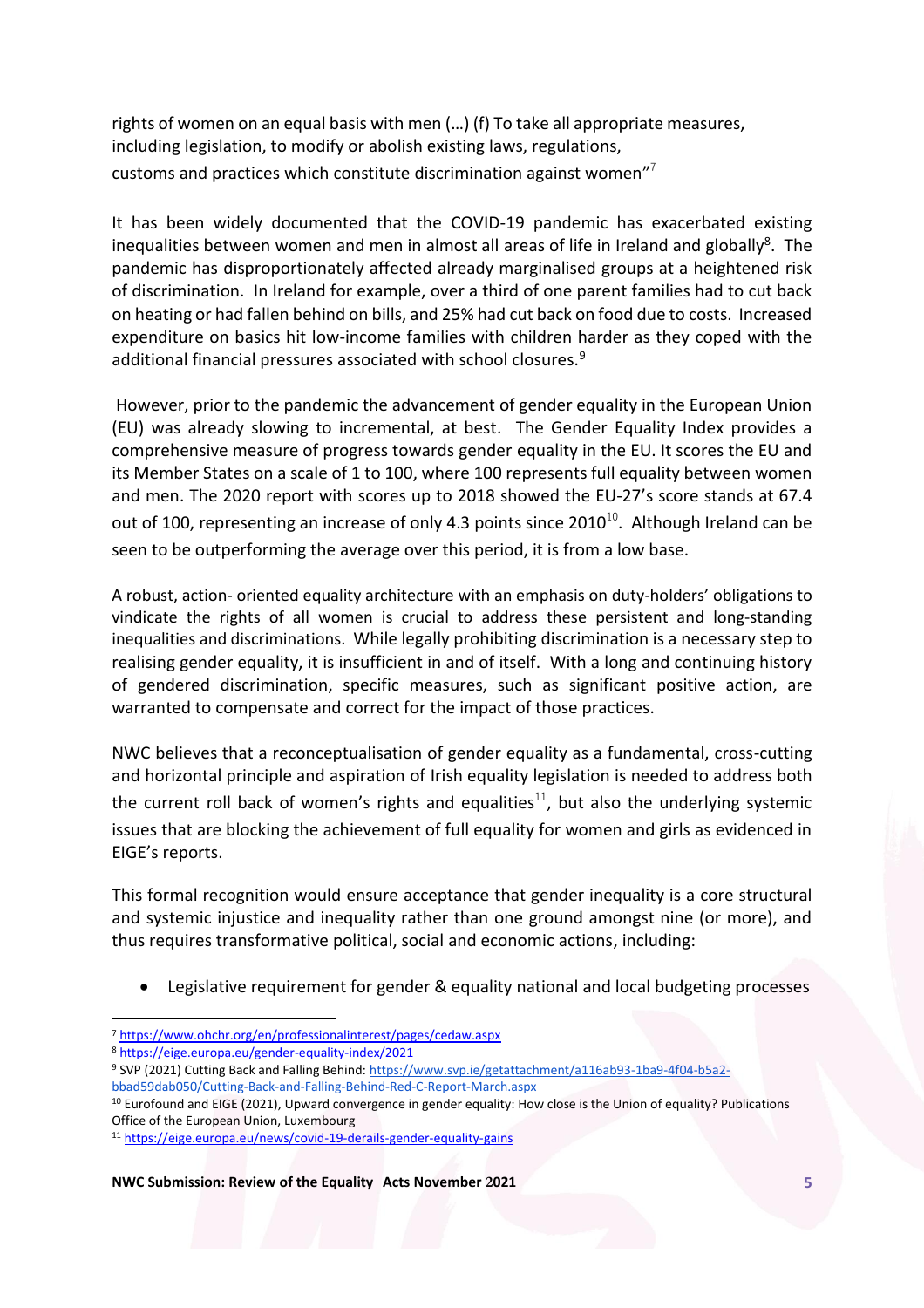rights of women on an equal basis with men (…) (f) To take all appropriate measures, including legislation, to modify or abolish existing laws, regulations, customs and practices which constitute discrimination against women"[7]

It has been widely documented that the COVID-19 pandemic has exacerbated existing inequalities between women and men in almost all areas of life in Ireland and globally[8]. The pandemic has disproportionately affected already marginalised groups at a heightened risk of discrimination. In Ireland for example, over a third of one parent families had to cut back on heating or had fallen behind on bills, and 25% had cut back on food due to costs. Increased expenditure on basics hit low-income families with children harder as they coped with the additional financial pressures associated with school closures.[9]

However, prior to the pandemic the advancement of gender equality in the European Union (EU) was already slowing to incremental, at best. The Gender Equality Index provides a comprehensive measure of progress towards gender equality in the EU. It scores the EU and its Member States on a scale of 1 to 100, where 100 represents full equality between women and men. The 2020 report with scores up to 2018 showed the EU-27's score stands at 67.4 out of 100, representing an increase of only 4.3 points since 2010[10]. Although Ireland can be seen to be outperforming the average over this period, it is from a low base.

A robust, action- oriented equality architecture with an emphasis on duty-holders' obligations to vindicate the rights of all women is crucial to address these persistent and long-standing inequalities and discriminations. While legally prohibiting discrimination is a necessary step to realising gender equality, it is insufficient in and of itself. With a long and continuing history of gendered discrimination, specific measures, such as significant positive action, are warranted to compensate and correct for the impact of those practices.

NWC believes that a reconceptualisation of gender equality as a fundamental, cross-cutting and horizontal principle and aspiration of Irish equality legislation is needed to address both the current roll back of women's rights and equalities[11], but also the underlying systemic issues that are blocking the achievement of full equality for women and girls as evidenced in EIGE's reports.

This formal recognition would ensure acceptance that gender inequality is a core structural and systemic injustice and inequality rather than one ground amongst nine (or more), and thus requires transformative political, social and economic actions, including:

- Legislative requirement for gender & equality national and local budgeting processes

---

[7] https://www.ohchr.org/en/professionalinterest/pages/cedaw.aspx

[8] https://eige.europa.eu/gender-equality-index/2021

[9] SVP (2021) Cutting Back and Falling Behind: https://www.svp.ie/getattachment/a116ab93-1ba9-4f04-b5a2-bbad59dab050/Cutting-Back-and-Falling-Behind-Red-C-Report-March.aspx

[10] Eurofound and EIGE (2021), Upward convergence in gender equality: How close is the Union of equality? Publications Office of the European Union, Luxembourg

[11] https://eige.europa.eu/news/covid-19-derails-gender-equality-gains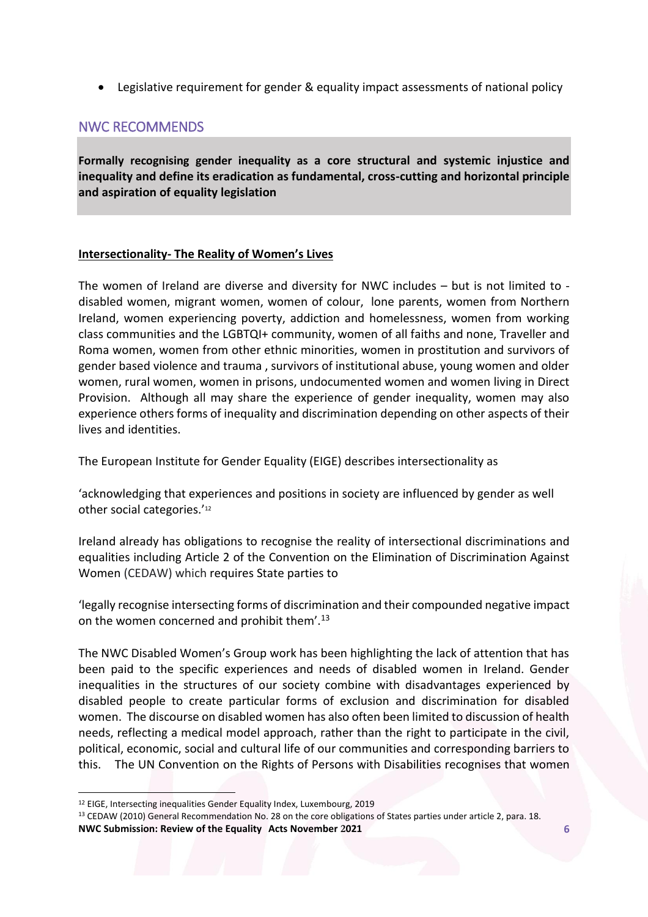- Legislative requirement for gender & equality impact assessments of national policy

## NWC RECOMMENDS

**Formally recognising gender inequality as a core structural and systemic injustice and inequality and define its eradication as fundamental, cross-cutting and horizontal principle and aspiration of equality legislation**

### Intersectionality- The Reality of Women's Lives

The women of Ireland are diverse and diversity for NWC includes – but is not limited to - disabled women, migrant women, women of colour, lone parents, women from Northern Ireland, women experiencing poverty, addiction and homelessness, women from working class communities and the LGBTQI+ community, women of all faiths and none, Traveller and Roma women, women from other ethnic minorities, women in prostitution and survivors of gender based violence and trauma , survivors of institutional abuse, young women and older women, rural women, women in prisons, undocumented women and women living in Direct Provision. Although all may share the experience of gender inequality, women may also experience others forms of inequality and discrimination depending on other aspects of their lives and identities.

The European Institute for Gender Equality (EIGE) describes intersectionality as

'acknowledging that experiences and positions in society are influenced by gender as well other social categories.'[12]

Ireland already has obligations to recognise the reality of intersectional discriminations and equalities including Article 2 of the Convention on the Elimination of Discrimination Against Women (CEDAW) which requires State parties to

'legally recognise intersecting forms of discrimination and their compounded negative impact on the women concerned and prohibit them'.[13]

The NWC Disabled Women's Group work has been highlighting the lack of attention that has been paid to the specific experiences and needs of disabled women in Ireland. Gender inequalities in the structures of our society combine with disadvantages experienced by disabled people to create particular forms of exclusion and discrimination for disabled women. The discourse on disabled women has also often been limited to discussion of health needs, reflecting a medical model approach, rather than the right to participate in the civil, political, economic, social and cultural life of our communities and corresponding barriers to this. The UN Convention on the Rights of Persons with Disabilities recognises that women

[12] EIGE, Intersecting inequalities Gender Equality Index, Luxembourg, 2019

[13] CEDAW (2010) General Recommendation No. 28 on the core obligations of States parties under article 2, para. 18.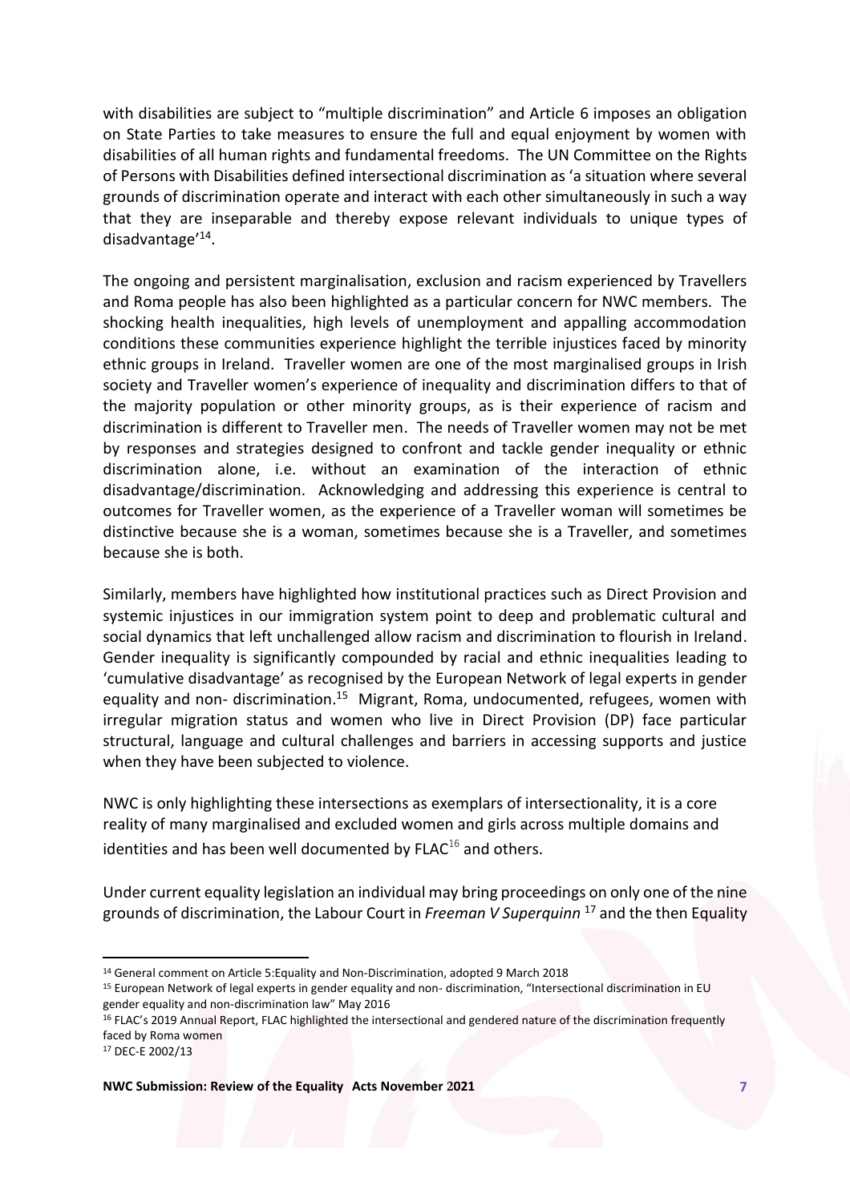with disabilities are subject to "multiple discrimination" and Article 6 imposes an obligation on State Parties to take measures to ensure the full and equal enjoyment by women with disabilities of all human rights and fundamental freedoms. The UN Committee on the Rights of Persons with Disabilities defined intersectional discrimination as 'a situation where several grounds of discrimination operate and interact with each other simultaneously in such a way that they are inseparable and thereby expose relevant individuals to unique types of disadvantage'[14].

The ongoing and persistent marginalisation, exclusion and racism experienced by Travellers and Roma people has also been highlighted as a particular concern for NWC members. The shocking health inequalities, high levels of unemployment and appalling accommodation conditions these communities experience highlight the terrible injustices faced by minority ethnic groups in Ireland. Traveller women are one of the most marginalised groups in Irish society and Traveller women's experience of inequality and discrimination differs to that of the majority population or other minority groups, as is their experience of racism and discrimination is different to Traveller men. The needs of Traveller women may not be met by responses and strategies designed to confront and tackle gender inequality or ethnic discrimination alone, i.e. without an examination of the interaction of ethnic disadvantage/discrimination. Acknowledging and addressing this experience is central to outcomes for Traveller women, as the experience of a Traveller woman will sometimes be distinctive because she is a woman, sometimes because she is a Traveller, and sometimes because she is both.

Similarly, members have highlighted how institutional practices such as Direct Provision and systemic injustices in our immigration system point to deep and problematic cultural and social dynamics that left unchallenged allow racism and discrimination to flourish in Ireland. Gender inequality is significantly compounded by racial and ethnic inequalities leading to 'cumulative disadvantage' as recognised by the European Network of legal experts in gender equality and non- discrimination.[15] Migrant, Roma, undocumented, refugees, women with irregular migration status and women who live in Direct Provision (DP) face particular structural, language and cultural challenges and barriers in accessing supports and justice when they have been subjected to violence.

NWC is only highlighting these intersections as exemplars of intersectionality, it is a core reality of many marginalised and excluded women and girls across multiple domains and identities and has been well documented by FLAC[16] and others.

Under current equality legislation an individual may bring proceedings on only one of the nine grounds of discrimination, the Labour Court in *Freeman V Superquinn* [17] and the then Equality

---

[14] General comment on Article 5:Equality and Non-Discrimination, adopted 9 March 2018

[15] European Network of legal experts in gender equality and non- discrimination, "Intersectional discrimination in EU gender equality and non-discrimination law" May 2016

[16] FLAC's 2019 Annual Report, FLAC highlighted the intersectional and gendered nature of the discrimination frequently faced by Roma women

[17] DEC-E 2002/13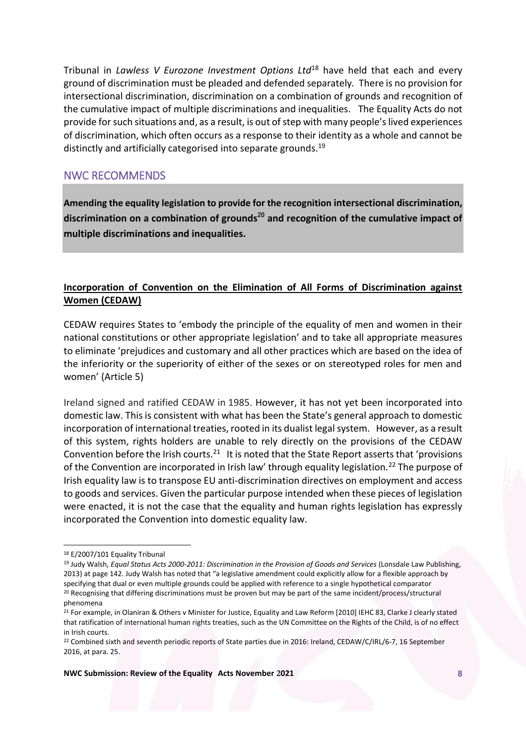Tribunal in *Lawless V Eurozone Investment Options Ltd*[18] have held that each and every ground of discrimination must be pleaded and defended separately. There is no provision for intersectional discrimination, discrimination on a combination of grounds and recognition of the cumulative impact of multiple discriminations and inequalities. The Equality Acts do not provide for such situations and, as a result, is out of step with many people's lived experiences of discrimination, which often occurs as a response to their identity as a whole and cannot be distinctly and artificially categorised into separate grounds.[19]

## NWC RECOMMENDS

**Amending the equality legislation to provide for the recognition intersectional discrimination, discrimination on a combination of grounds[20] and recognition of the cumulative impact of multiple discriminations and inequalities.**

### Incorporation of Convention on the Elimination of All Forms of Discrimination against Women (CEDAW)

CEDAW requires States to 'embody the principle of the equality of men and women in their national constitutions or other appropriate legislation' and to take all appropriate measures to eliminate 'prejudices and customary and all other practices which are based on the idea of the inferiority or the superiority of either of the sexes or on stereotyped roles for men and women' (Article 5)

Ireland signed and ratified CEDAW in 1985. However, it has not yet been incorporated into domestic law. This is consistent with what has been the State's general approach to domestic incorporation of international treaties, rooted in its dualist legal system. However, as a result of this system, rights holders are unable to rely directly on the provisions of the CEDAW Convention before the Irish courts.[21] It is noted that the State Report asserts that 'provisions of the Convention are incorporated in Irish law' through equality legislation.[22] The purpose of Irish equality law is to transpose EU anti-discrimination directives on employment and access to goods and services. Given the particular purpose intended when these pieces of legislation were enacted, it is not the case that the equality and human rights legislation has expressly incorporated the Convention into domestic equality law.

---

[18] E/2007/101 Equality Tribunal

[19] Judy Walsh, *Equal Status Acts 2000-2011: Discrimination in the Provision of Goods and Services* (Lonsdale Law Publishing, 2013) at page 142. Judy Walsh has noted that "a legislative amendment could explicitly allow for a flexible approach by specifying that dual or even multiple grounds could be applied with reference to a single hypothetical comparator

[20] Recognising that differing discriminations must be proven but may be part of the same incident/process/structural phenomena

[21] For example, in Olaniran & Others v Minister for Justice, Equality and Law Reform [2010] IEHC 83, Clarke J clearly stated that ratification of international human rights treaties, such as the UN Committee on the Rights of the Child, is of no effect in Irish courts.

[22] Combined sixth and seventh periodic reports of State parties due in 2016: Ireland, CEDAW/C/IRL/6-7, 16 September 2016, at para. 25.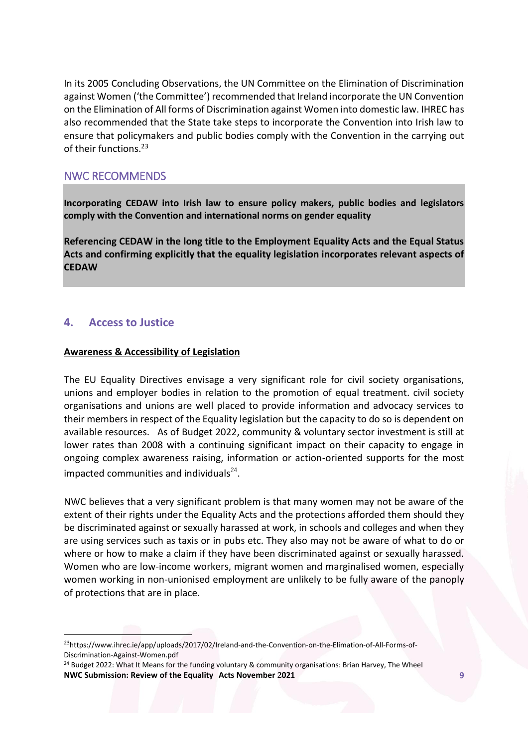In its 2005 Concluding Observations, the UN Committee on the Elimination of Discrimination against Women ('the Committee') recommended that Ireland incorporate the UN Convention on the Elimination of All forms of Discrimination against Women into domestic law. IHREC has also recommended that the State take steps to incorporate the Convention into Irish law to ensure that policymakers and public bodies comply with the Convention in the carrying out of their functions.[23]

### NWC RECOMMENDS

**Incorporating CEDAW into Irish law to ensure policy makers, public bodies and legislators comply with the Convention and international norms on gender equality**

**Referencing CEDAW in the long title to the Employment Equality Acts and the Equal Status Acts and confirming explicitly that the equality legislation incorporates relevant aspects of CEDAW**

## 4. Access to Justice

**Awareness & Accessibility of Legislation**

The EU Equality Directives envisage a very significant role for civil society organisations, unions and employer bodies in relation to the promotion of equal treatment. civil society organisations and unions are well placed to provide information and advocacy services to their members in respect of the Equality legislation but the capacity to do so is dependent on available resources. As of Budget 2022, community & voluntary sector investment is still at lower rates than 2008 with a continuing significant impact on their capacity to engage in ongoing complex awareness raising, information or action-oriented supports for the most impacted communities and individuals[24].

NWC believes that a very significant problem is that many women may not be aware of the extent of their rights under the Equality Acts and the protections afforded them should they be discriminated against or sexually harassed at work, in schools and colleges and when they are using services such as taxis or in pubs etc. They also may not be aware of what to do or where or how to make a claim if they have been discriminated against or sexually harassed. Women who are low-income workers, migrant women and marginalised women, especially women working in non-unionised employment are unlikely to be fully aware of the panoply of protections that are in place.

---

[23] https://www.ihrec.ie/app/uploads/2017/02/Ireland-and-the-Convention-on-the-Elimation-of-All-Forms-of-Discrimination-Against-Women.pdf

[24] Budget 2022: What It Means for the funding voluntary & community organisations: Brian Harvey, The Wheel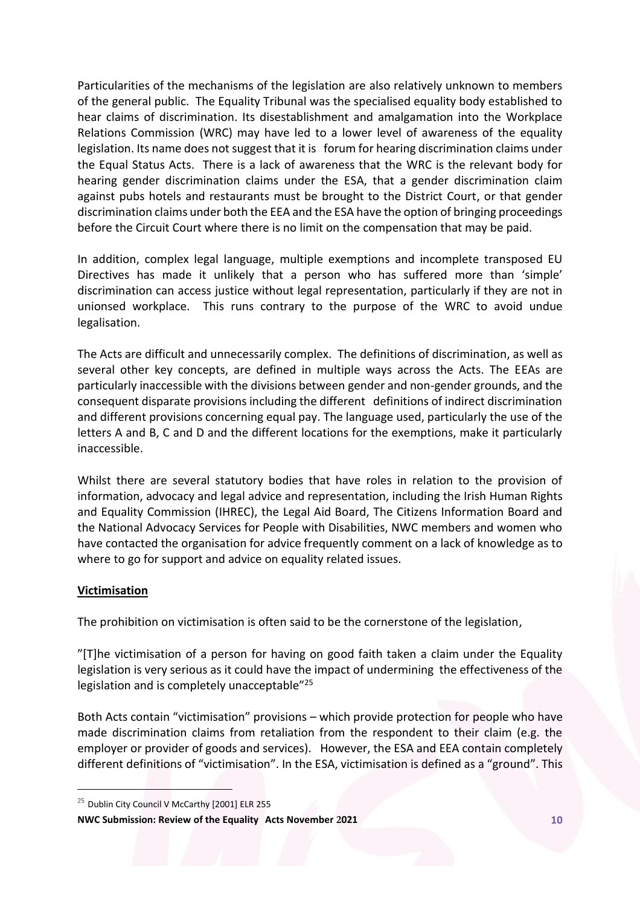Particularities of the mechanisms of the legislation are also relatively unknown to members of the general public. The Equality Tribunal was the specialised equality body established to hear claims of discrimination. Its disestablishment and amalgamation into the Workplace Relations Commission (WRC) may have led to a lower level of awareness of the equality legislation. Its name does not suggest that it is forum for hearing discrimination claims under the Equal Status Acts. There is a lack of awareness that the WRC is the relevant body for hearing gender discrimination claims under the ESA, that a gender discrimination claim against pubs hotels and restaurants must be brought to the District Court, or that gender discrimination claims under both the EEA and the ESA have the option of bringing proceedings before the Circuit Court where there is no limit on the compensation that may be paid.

In addition, complex legal language, multiple exemptions and incomplete transposed EU Directives has made it unlikely that a person who has suffered more than 'simple' discrimination can access justice without legal representation, particularly if they are not in unionsed workplace. This runs contrary to the purpose of the WRC to avoid undue legalisation.

The Acts are difficult and unnecessarily complex. The definitions of discrimination, as well as several other key concepts, are defined in multiple ways across the Acts. The EEAs are particularly inaccessible with the divisions between gender and non-gender grounds, and the consequent disparate provisions including the different definitions of indirect discrimination and different provisions concerning equal pay. The language used, particularly the use of the letters A and B, C and D and the different locations for the exemptions, make it particularly inaccessible.

Whilst there are several statutory bodies that have roles in relation to the provision of information, advocacy and legal advice and representation, including the Irish Human Rights and Equality Commission (IHREC), the Legal Aid Board, The Citizens Information Board and the National Advocacy Services for People with Disabilities, NWC members and women who have contacted the organisation for advice frequently comment on a lack of knowledge as to where to go for support and advice on equality related issues.

**Victimisation**

The prohibition on victimisation is often said to be the cornerstone of the legislation,

"[T]he victimisation of a person for having on good faith taken a claim under the Equality legislation is very serious as it could have the impact of undermining the effectiveness of the legislation and is completely unacceptable"[25]

Both Acts contain "victimisation" provisions – which provide protection for people who have made discrimination claims from retaliation from the respondent to their claim (e.g. the employer or provider of goods and services). However, the ESA and EEA contain completely different definitions of "victimisation". In the ESA, victimisation is defined as a "ground". This

[25] Dublin City Council V McCarthy [2001] ELR 255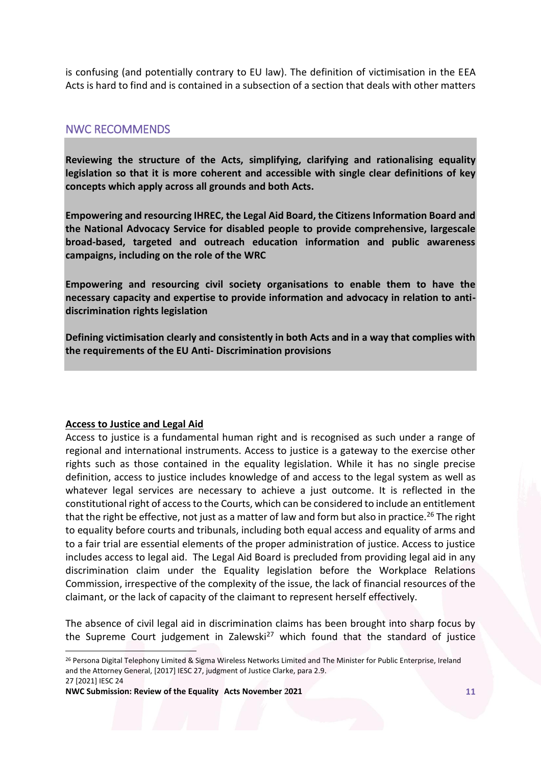is confusing (and potentially contrary to EU law). The definition of victimisation in the EEA Acts is hard to find and is contained in a subsection of a section that deals with other matters

## NWC RECOMMENDS

**Reviewing the structure of the Acts, simplifying, clarifying and rationalising equality legislation so that it is more coherent and accessible with single clear definitions of key concepts which apply across all grounds and both Acts.**

**Empowering and resourcing IHREC, the Legal Aid Board, the Citizens Information Board and the National Advocacy Service for disabled people to provide comprehensive, largescale broad-based, targeted and outreach education information and public awareness campaigns, including on the role of the WRC**

**Empowering and resourcing civil society organisations to enable them to have the necessary capacity and expertise to provide information and advocacy in relation to anti-discrimination rights legislation**

**Defining victimisation clearly and consistently in both Acts and in a way that complies with the requirements of the EU Anti- Discrimination provisions**

### Access to Justice and Legal Aid

Access to justice is a fundamental human right and is recognised as such under a range of regional and international instruments. Access to justice is a gateway to the exercise other rights such as those contained in the equality legislation. While it has no single precise definition, access to justice includes knowledge of and access to the legal system as well as whatever legal services are necessary to achieve a just outcome. It is reflected in the constitutional right of access to the Courts, which can be considered to include an entitlement that the right be effective, not just as a matter of law and form but also in practice.[26] The right to equality before courts and tribunals, including both equal access and equality of arms and to a fair trial are essential elements of the proper administration of justice. Access to justice includes access to legal aid. The Legal Aid Board is precluded from providing legal aid in any discrimination claim under the Equality legislation before the Workplace Relations Commission, irrespective of the complexity of the issue, the lack of financial resources of the claimant, or the lack of capacity of the claimant to represent herself effectively.

The absence of civil legal aid in discrimination claims has been brought into sharp focus by the Supreme Court judgement in Zalewski[27] which found that the standard of justice

[26] Persona Digital Telephony Limited & Sigma Wireless Networks Limited and The Minister for Public Enterprise, Ireland and the Attorney General, [2017] IESC 27, judgment of Justice Clarke, para 2.9.

27 [2021] IESC 24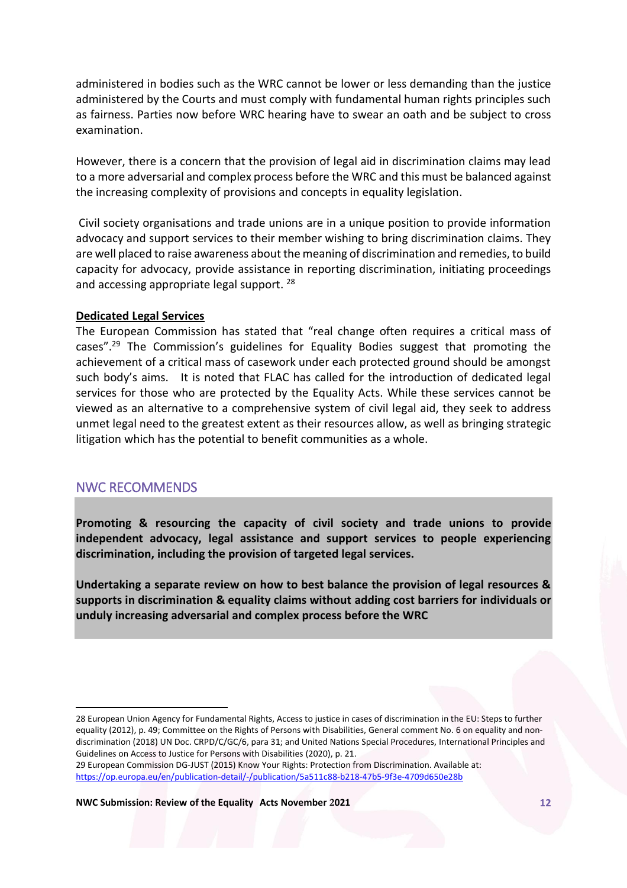administered in bodies such as the WRC cannot be lower or less demanding than the justice administered by the Courts and must comply with fundamental human rights principles such as fairness. Parties now before WRC hearing have to swear an oath and be subject to cross examination.

However, there is a concern that the provision of legal aid in discrimination claims may lead to a more adversarial and complex process before the WRC and this must be balanced against the increasing complexity of provisions and concepts in equality legislation.

Civil society organisations and trade unions are in a unique position to provide information advocacy and support services to their member wishing to bring discrimination claims. They are well placed to raise awareness about the meaning of discrimination and remedies, to build capacity for advocacy, provide assistance in reporting discrimination, initiating proceedings and accessing appropriate legal support. [28]

**Dedicated Legal Services**

The European Commission has stated that "real change often requires a critical mass of cases".[29] The Commission's guidelines for Equality Bodies suggest that promoting the achievement of a critical mass of casework under each protected ground should be amongst such body's aims. It is noted that FLAC has called for the introduction of dedicated legal services for those who are protected by the Equality Acts. While these services cannot be viewed as an alternative to a comprehensive system of civil legal aid, they seek to address unmet legal need to the greatest extent as their resources allow, as well as bringing strategic litigation which has the potential to benefit communities as a whole.

## NWC RECOMMENDS

**Promoting & resourcing the capacity of civil society and trade unions to provide independent advocacy, legal assistance and support services to people experiencing discrimination, including the provision of targeted legal services.**

**Undertaking a separate review on how to best balance the provision of legal resources & supports in discrimination & equality claims without adding cost barriers for individuals or unduly increasing adversarial and complex process before the WRC**

---

28 European Union Agency for Fundamental Rights, Access to justice in cases of discrimination in the EU: Steps to further equality (2012), p. 49; Committee on the Rights of Persons with Disabilities, General comment No. 6 on equality and non-discrimination (2018) UN Doc. CRPD/C/GC/6, para 31; and United Nations Special Procedures, International Principles and Guidelines on Access to Justice for Persons with Disabilities (2020), p. 21.

29 European Commission DG-JUST (2015) Know Your Rights: Protection from Discrimination. Available at: https://op.europa.eu/en/publication-detail/-/publication/5a511c88-b218-47b5-9f3e-4709d650e28b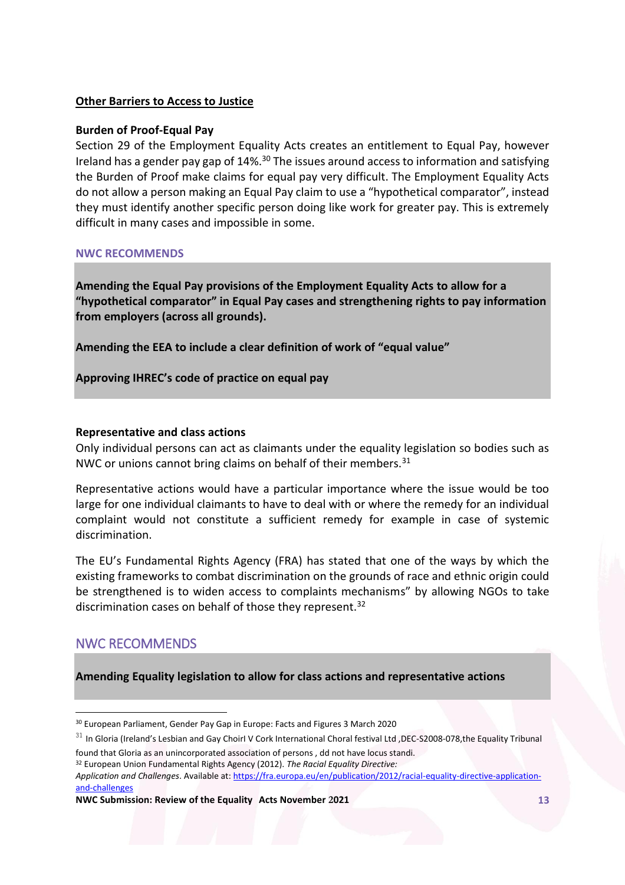## Other Barriers to Access to Justice

### Burden of Proof-Equal Pay

Section 29 of the Employment Equality Acts creates an entitlement to Equal Pay, however Ireland has a gender pay gap of 14%.[30] The issues around access to information and satisfying the Burden of Proof make claims for equal pay very difficult. The Employment Equality Acts do not allow a person making an Equal Pay claim to use a "hypothetical comparator", instead they must identify another specific person doing like work for greater pay. This is extremely difficult in many cases and impossible in some.

**NWC RECOMMENDS**

**Amending the Equal Pay provisions of the Employment Equality Acts to allow for a "hypothetical comparator" in Equal Pay cases and strengthening rights to pay information from employers (across all grounds).**

**Amending the EEA to include a clear definition of work of "equal value"**

**Approving IHREC's code of practice on equal pay**

### Representative and class actions

Only individual persons can act as claimants under the equality legislation so bodies such as NWC or unions cannot bring claims on behalf of their members.[31]

Representative actions would have a particular importance where the issue would be too large for one individual claimants to have to deal with or where the remedy for an individual complaint would not constitute a sufficient remedy for example in case of systemic discrimination.

The EU's Fundamental Rights Agency (FRA) has stated that one of the ways by which the existing frameworks to combat discrimination on the grounds of race and ethnic origin could be strengthened is to widen access to complaints mechanisms" by allowing NGOs to take discrimination cases on behalf of those they represent.[32]

## NWC RECOMMENDS

**Amending Equality legislation to allow for class actions and representative actions**

---

[30] European Parliament, Gender Pay Gap in Europe: Facts and Figures 3 March 2020

[31] In Gloria (Ireland's Lesbian and Gay ChoirI V Cork International Choral festival Ltd ,DEC-S2008-078,the Equality Tribunal found that Gloria as an unincorporated association of persons , dd not have locus standi.

[32] European Union Fundamental Rights Agency (2012). *The Racial Equality Directive: Application and Challenges*. Available at: https://fra.europa.eu/en/publication/2012/racial-equality-directive-application-and-challenges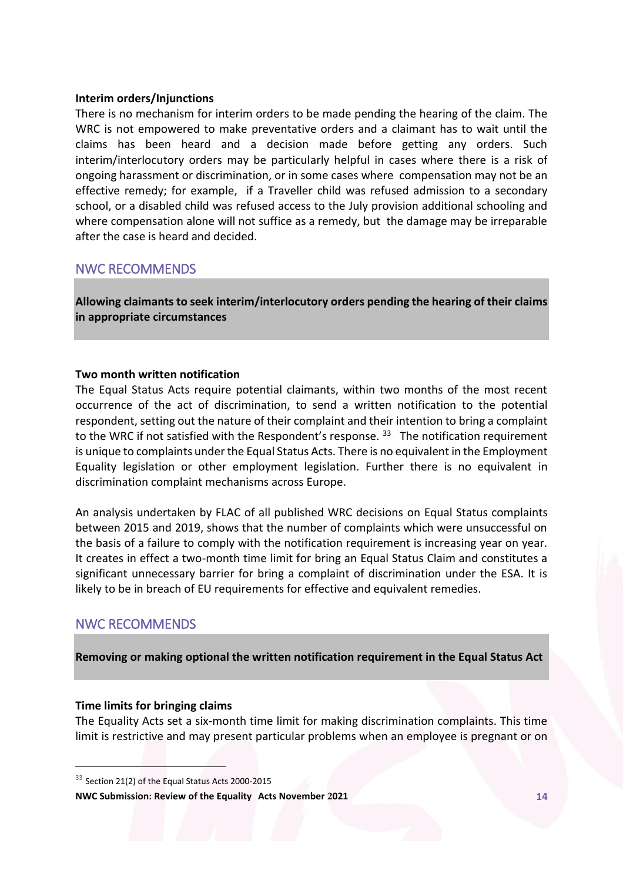**Interim orders/Injunctions**

There is no mechanism for interim orders to be made pending the hearing of the claim. The WRC is not empowered to make preventative orders and a claimant has to wait until the claims has been heard and a decision made before getting any orders. Such interim/interlocutory orders may be particularly helpful in cases where there is a risk of ongoing harassment or discrimination, or in some cases where compensation may not be an effective remedy; for example, if a Traveller child was refused admission to a secondary school, or a disabled child was refused access to the July provision additional schooling and where compensation alone will not suffice as a remedy, but the damage may be irreparable after the case is heard and decided.

## NWC RECOMMENDS

**Allowing claimants to seek interim/interlocutory orders pending the hearing of their claims in appropriate circumstances**

**Two month written notification**

The Equal Status Acts require potential claimants, within two months of the most recent occurrence of the act of discrimination, to send a written notification to the potential respondent, setting out the nature of their complaint and their intention to bring a complaint to the WRC if not satisfied with the Respondent's response. [33] The notification requirement is unique to complaints under the Equal Status Acts. There is no equivalent in the Employment Equality legislation or other employment legislation. Further there is no equivalent in discrimination complaint mechanisms across Europe.

An analysis undertaken by FLAC of all published WRC decisions on Equal Status complaints between 2015 and 2019, shows that the number of complaints which were unsuccessful on the basis of a failure to comply with the notification requirement is increasing year on year. It creates in effect a two-month time limit for bring an Equal Status Claim and constitutes a significant unnecessary barrier for bring a complaint of discrimination under the ESA. It is likely to be in breach of EU requirements for effective and equivalent remedies.

## NWC RECOMMENDS

**Removing or making optional the written notification requirement in the Equal Status Act**

**Time limits for bringing claims**

The Equality Acts set a six-month time limit for making discrimination complaints. This time limit is restrictive and may present particular problems when an employee is pregnant or on

[33] Section 21(2) of the Equal Status Acts 2000-2015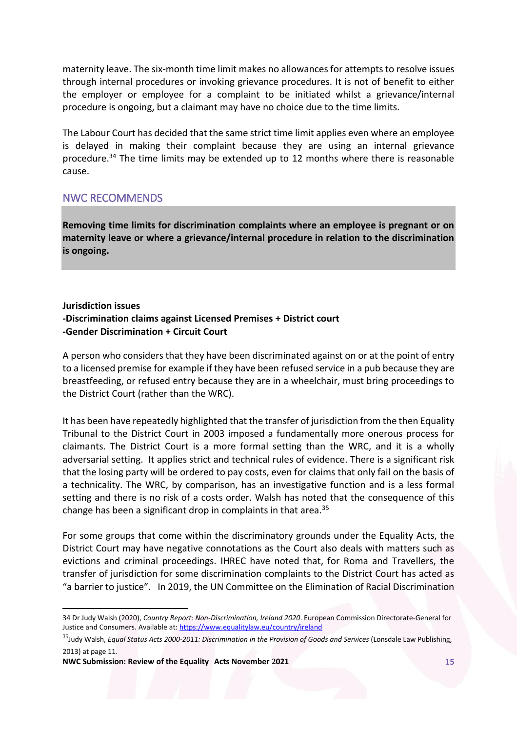maternity leave. The six-month time limit makes no allowances for attempts to resolve issues through internal procedures or invoking grievance procedures. It is not of benefit to either the employer or employee for a complaint to be initiated whilst a grievance/internal procedure is ongoing, but a claimant may have no choice due to the time limits.

The Labour Court has decided that the same strict time limit applies even where an employee is delayed in making their complaint because they are using an internal grievance procedure.[34] The time limits may be extended up to 12 months where there is reasonable cause.

## NWC RECOMMENDS

**Removing time limits for discrimination complaints where an employee is pregnant or on maternity leave or where a grievance/internal procedure in relation to the discrimination is ongoing.**

**Jurisdiction issues**
**-Discrimination claims against Licensed Premises + District court**
**-Gender Discrimination + Circuit Court**

A person who considers that they have been discriminated against on or at the point of entry to a licensed premise for example if they have been refused service in a pub because they are breastfeeding, or refused entry because they are in a wheelchair, must bring proceedings to the District Court (rather than the WRC).

It has been have repeatedly highlighted that the transfer of jurisdiction from the then Equality Tribunal to the District Court in 2003 imposed a fundamentally more onerous process for claimants. The District Court is a more formal setting than the WRC, and it is a wholly adversarial setting. It applies strict and technical rules of evidence. There is a significant risk that the losing party will be ordered to pay costs, even for claims that only fail on the basis of a technicality. The WRC, by comparison, has an investigative function and is a less formal setting and there is no risk of a costs order. Walsh has noted that the consequence of this change has been a significant drop in complaints in that area.[35]

For some groups that come within the discriminatory grounds under the Equality Acts, the District Court may have negative connotations as the Court also deals with matters such as evictions and criminal proceedings. IHREC have noted that, for Roma and Travellers, the transfer of jurisdiction for some discrimination complaints to the District Court has acted as "a barrier to justice". In 2019, the UN Committee on the Elimination of Racial Discrimination

---

34 Dr Judy Walsh (2020), *Country Report: Non-Discrimination, Ireland 2020*. European Commission Directorate-General for Justice and Consumers. Available at: https://www.equalitylaw.eu/country/ireland

35 Judy Walsh, *Equal Status Acts 2000-2011: Discrimination in the Provision of Goods and Services* (Lonsdale Law Publishing, 2013) at page 11.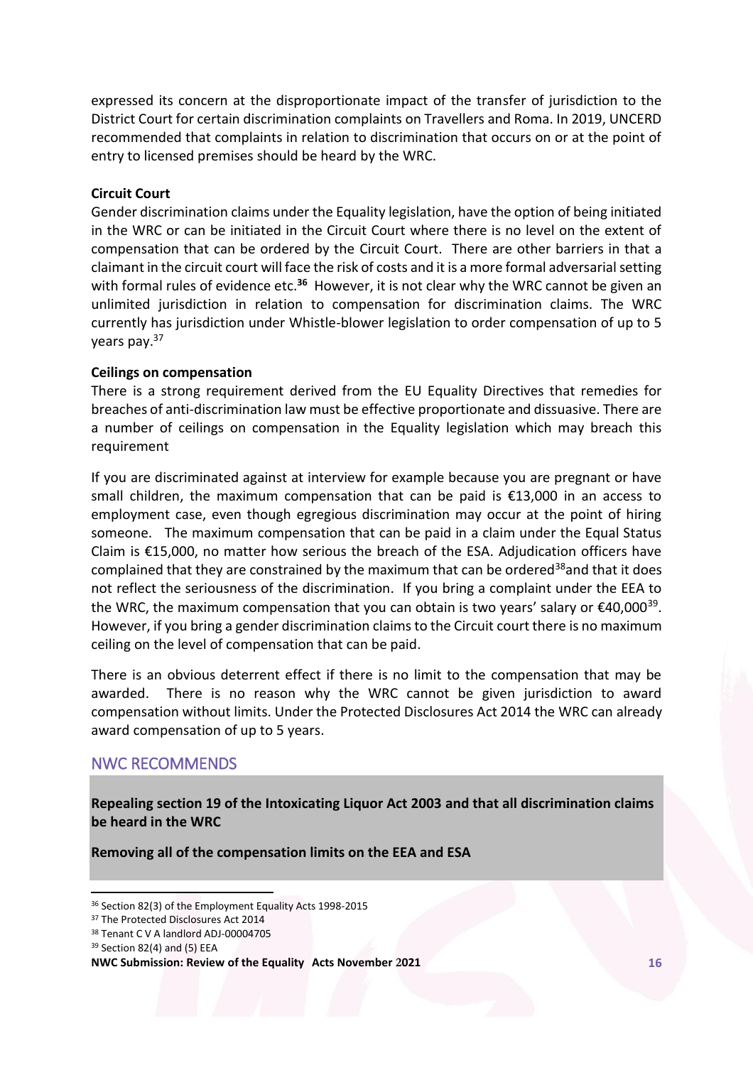expressed its concern at the disproportionate impact of the transfer of jurisdiction to the District Court for certain discrimination complaints on Travellers and Roma. In 2019, UNCERD recommended that complaints in relation to discrimination that occurs on or at the point of entry to licensed premises should be heard by the WRC.

**Circuit Court**

Gender discrimination claims under the Equality legislation, have the option of being initiated in the WRC or can be initiated in the Circuit Court where there is no level on the extent of compensation that can be ordered by the Circuit Court. There are other barriers in that a claimant in the circuit court will face the risk of costs and it is a more formal adversarial setting with formal rules of evidence etc.[36] However, it is not clear why the WRC cannot be given an unlimited jurisdiction in relation to compensation for discrimination claims. The WRC currently has jurisdiction under Whistle-blower legislation to order compensation of up to 5 years pay.[37]

**Ceilings on compensation**

There is a strong requirement derived from the EU Equality Directives that remedies for breaches of anti-discrimination law must be effective proportionate and dissuasive. There are a number of ceilings on compensation in the Equality legislation which may breach this requirement

If you are discriminated against at interview for example because you are pregnant or have small children, the maximum compensation that can be paid is €13,000 in an access to employment case, even though egregious discrimination may occur at the point of hiring someone. The maximum compensation that can be paid in a claim under the Equal Status Claim is €15,000, no matter how serious the breach of the ESA. Adjudication officers have complained that they are constrained by the maximum that can be ordered[38] and that it does not reflect the seriousness of the discrimination. If you bring a complaint under the EEA to the WRC, the maximum compensation that you can obtain is two years' salary or €40,000[39]. However, if you bring a gender discrimination claims to the Circuit court there is no maximum ceiling on the level of compensation that can be paid.

There is an obvious deterrent effect if there is no limit to the compensation that may be awarded. There is no reason why the WRC cannot be given jurisdiction to award compensation without limits. Under the Protected Disclosures Act 2014 the WRC can already award compensation of up to 5 years.

## NWC RECOMMENDS

**Repealing section 19 of the Intoxicating Liquor Act 2003 and that all discrimination claims be heard in the WRC**

**Removing all of the compensation limits on the EEA and ESA**

---

[36] Section 82(3) of the Employment Equality Acts 1998-2015

[37] The Protected Disclosures Act 2014

[38] Tenant C V A landlord ADJ-00004705

[39] Section 82(4) and (5) EEA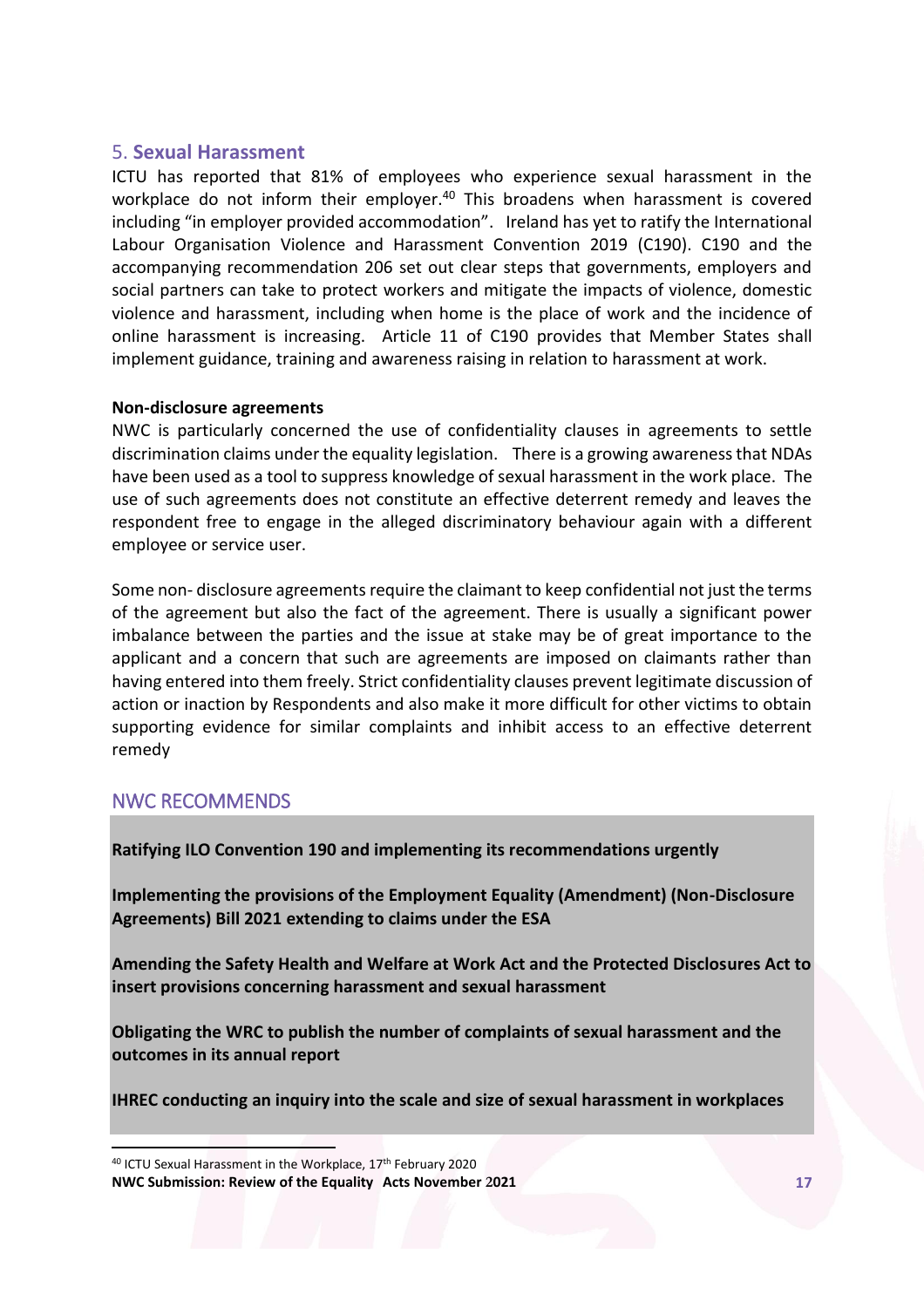## 5. **Sexual Harassment**

ICTU has reported that 81% of employees who experience sexual harassment in the workplace do not inform their employer.[40] This broadens when harassment is covered including "in employer provided accommodation". Ireland has yet to ratify the International Labour Organisation Violence and Harassment Convention 2019 (C190). C190 and the accompanying recommendation 206 set out clear steps that governments, employers and social partners can take to protect workers and mitigate the impacts of violence, domestic violence and harassment, including when home is the place of work and the incidence of online harassment is increasing. Article 11 of C190 provides that Member States shall implement guidance, training and awareness raising in relation to harassment at work.

**Non-disclosure agreements**

NWC is particularly concerned the use of confidentiality clauses in agreements to settle discrimination claims under the equality legislation. There is a growing awareness that NDAs have been used as a tool to suppress knowledge of sexual harassment in the work place. The use of such agreements does not constitute an effective deterrent remedy and leaves the respondent free to engage in the alleged discriminatory behaviour again with a different employee or service user.

Some non- disclosure agreements require the claimant to keep confidential not just the terms of the agreement but also the fact of the agreement. There is usually a significant power imbalance between the parties and the issue at stake may be of great importance to the applicant and a concern that such are agreements are imposed on claimants rather than having entered into them freely. Strict confidentiality clauses prevent legitimate discussion of action or inaction by Respondents and also make it more difficult for other victims to obtain supporting evidence for similar complaints and inhibit access to an effective deterrent remedy

### NWC RECOMMENDS

**Ratifying ILO Convention 190 and implementing its recommendations urgently**

**Implementing the provisions of the Employment Equality (Amendment) (Non-Disclosure Agreements) Bill 2021 extending to claims under the ESA**

**Amending the Safety Health and Welfare at Work Act and the Protected Disclosures Act to insert provisions concerning harassment and sexual harassment**

**Obligating the WRC to publish the number of complaints of sexual harassment and the outcomes in its annual report**

**IHREC conducting an inquiry into the scale and size of sexual harassment in workplaces**

[40] ICTU Sexual Harassment in the Workplace, 17th February 2020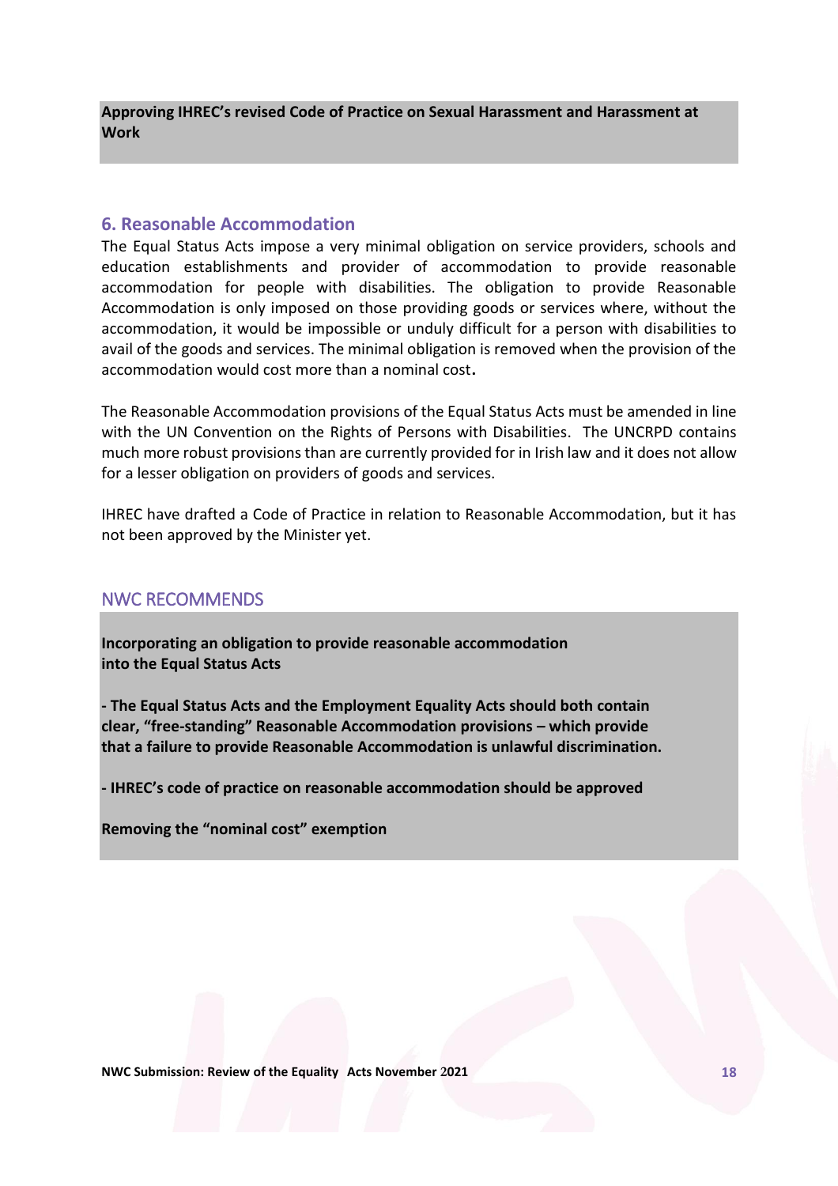**Approving IHREC's revised Code of Practice on Sexual Harassment and Harassment at Work**

## 6. Reasonable Accommodation

The Equal Status Acts impose a very minimal obligation on service providers, schools and education establishments and provider of accommodation to provide reasonable accommodation for people with disabilities. The obligation to provide Reasonable Accommodation is only imposed on those providing goods or services where, without the accommodation, it would be impossible or unduly difficult for a person with disabilities to avail of the goods and services. The minimal obligation is removed when the provision of the accommodation would cost more than a nominal cost**.**

The Reasonable Accommodation provisions of the Equal Status Acts must be amended in line with the UN Convention on the Rights of Persons with Disabilities. The UNCRPD contains much more robust provisions than are currently provided for in Irish law and it does not allow for a lesser obligation on providers of goods and services.

IHREC have drafted a Code of Practice in relation to Reasonable Accommodation, but it has not been approved by the Minister yet.

## NWC RECOMMENDS

**Incorporating an obligation to provide reasonable accommodation into the Equal Status Acts**

**- The Equal Status Acts and the Employment Equality Acts should both contain clear, "free-standing" Reasonable Accommodation provisions – which provide that a failure to provide Reasonable Accommodation is unlawful discrimination.**

**- IHREC's code of practice on reasonable accommodation should be approved**

**Removing the "nominal cost" exemption**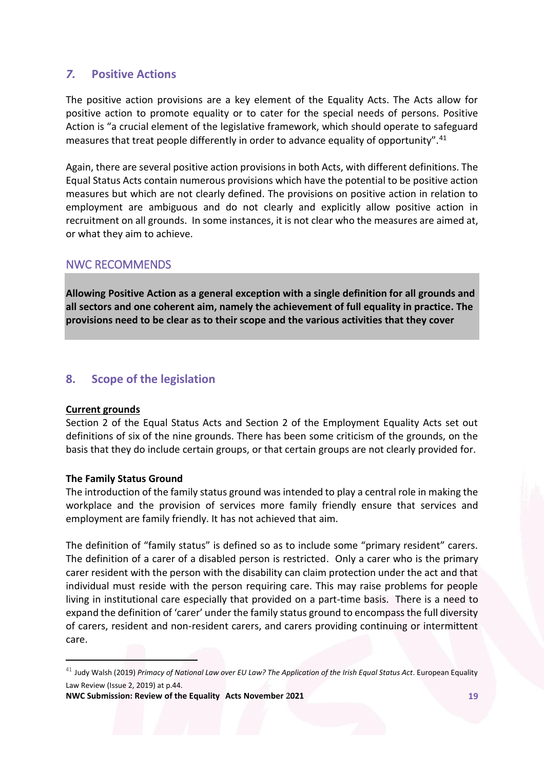## *7.* Positive Actions

The positive action provisions are a key element of the Equality Acts. The Acts allow for positive action to promote equality or to cater for the special needs of persons. Positive Action is "a crucial element of the legislative framework, which should operate to safeguard measures that treat people differently in order to advance equality of opportunity".[41]

Again, there are several positive action provisions in both Acts, with different definitions. The Equal Status Acts contain numerous provisions which have the potential to be positive action measures but which are not clearly defined. The provisions on positive action in relation to employment are ambiguous and do not clearly and explicitly allow positive action in recruitment on all grounds. In some instances, it is not clear who the measures are aimed at, or what they aim to achieve.

### NWC RECOMMENDS

**Allowing Positive Action as a general exception with a single definition for all grounds and all sectors and one coherent aim, namely the achievement of full equality in practice. The provisions need to be clear as to their scope and the various activities that they cover**

## 8. Scope of the legislation

**Current grounds**

Section 2 of the Equal Status Acts and Section 2 of the Employment Equality Acts set out definitions of six of the nine grounds. There has been some criticism of the grounds, on the basis that they do include certain groups, or that certain groups are not clearly provided for.

**The Family Status Ground**

The introduction of the family status ground was intended to play a central role in making the workplace and the provision of services more family friendly ensure that services and employment are family friendly. It has not achieved that aim.

The definition of "family status" is defined so as to include some "primary resident" carers. The definition of a carer of a disabled person is restricted. Only a carer who is the primary carer resident with the person with the disability can claim protection under the act and that individual must reside with the person requiring care. This may raise problems for people living in institutional care especially that provided on a part-time basis. There is a need to expand the definition of 'carer' under the family status ground to encompass the full diversity of carers, resident and non-resident carers, and carers providing continuing or intermittent care.

---

[41] Judy Walsh (2019) *Primacy of National Law over EU Law? The Application of the Irish Equal Status Act*. European Equality Law Review (Issue 2, 2019) at p.44.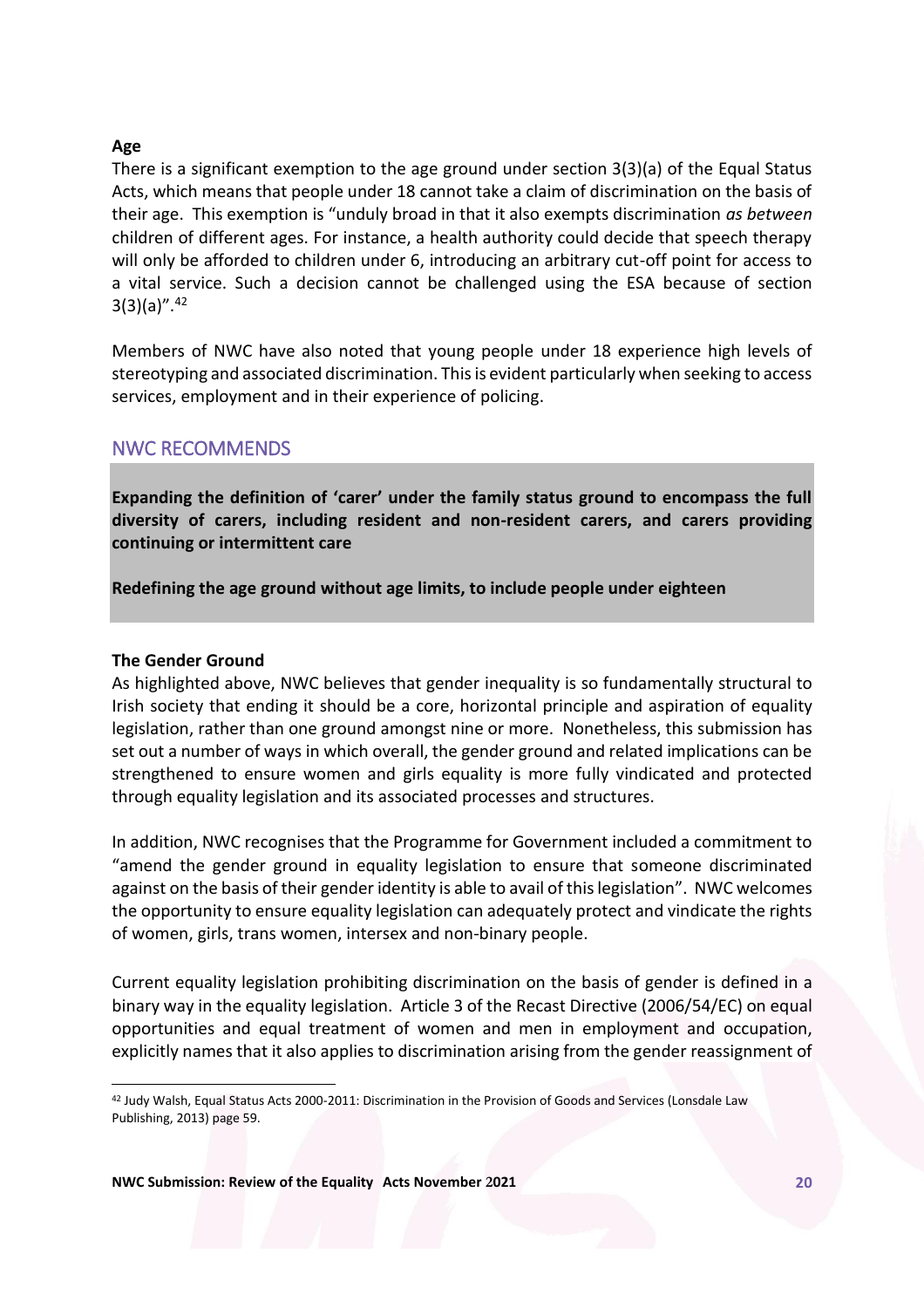**Age**

There is a significant exemption to the age ground under section 3(3)(a) of the Equal Status Acts, which means that people under 18 cannot take a claim of discrimination on the basis of their age. This exemption is "unduly broad in that it also exempts discrimination *as between* children of different ages. For instance, a health authority could decide that speech therapy will only be afforded to children under 6, introducing an arbitrary cut-off point for access to a vital service. Such a decision cannot be challenged using the ESA because of section 3(3)(a)".[42]

Members of NWC have also noted that young people under 18 experience high levels of stereotyping and associated discrimination. This is evident particularly when seeking to access services, employment and in their experience of policing.

## NWC RECOMMENDS

**Expanding the definition of 'carer' under the family status ground to encompass the full diversity of carers, including resident and non-resident carers, and carers providing continuing or intermittent care**

**Redefining the age ground without age limits, to include people under eighteen**

**The Gender Ground**

As highlighted above, NWC believes that gender inequality is so fundamentally structural to Irish society that ending it should be a core, horizontal principle and aspiration of equality legislation, rather than one ground amongst nine or more. Nonetheless, this submission has set out a number of ways in which overall, the gender ground and related implications can be strengthened to ensure women and girls equality is more fully vindicated and protected through equality legislation and its associated processes and structures.

In addition, NWC recognises that the Programme for Government included a commitment to "amend the gender ground in equality legislation to ensure that someone discriminated against on the basis of their gender identity is able to avail of this legislation". NWC welcomes the opportunity to ensure equality legislation can adequately protect and vindicate the rights of women, girls, trans women, intersex and non-binary people.

Current equality legislation prohibiting discrimination on the basis of gender is defined in a binary way in the equality legislation. Article 3 of the Recast Directive (2006/54/EC) on equal opportunities and equal treatment of women and men in employment and occupation, explicitly names that it also applies to discrimination arising from the gender reassignment of

[42] Judy Walsh, Equal Status Acts 2000-2011: Discrimination in the Provision of Goods and Services (Lonsdale Law Publishing, 2013) page 59.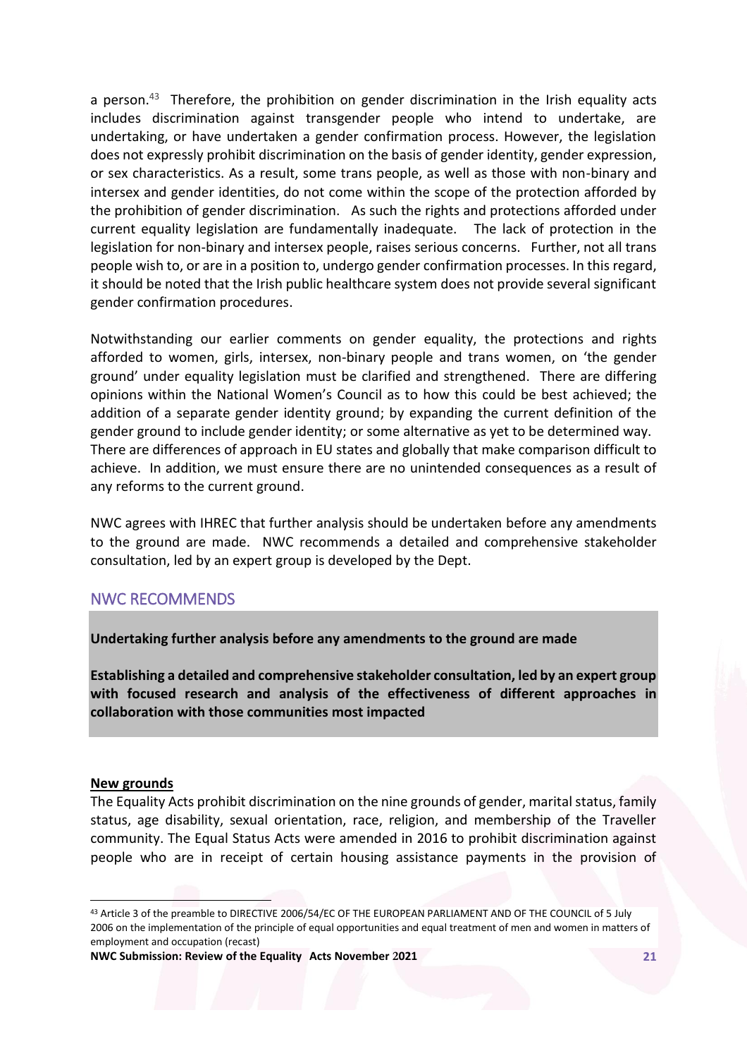a person.[43] Therefore, the prohibition on gender discrimination in the Irish equality acts includes discrimination against transgender people who intend to undertake, are undertaking, or have undertaken a gender confirmation process. However, the legislation does not expressly prohibit discrimination on the basis of gender identity, gender expression, or sex characteristics. As a result, some trans people, as well as those with non-binary and intersex and gender identities, do not come within the scope of the protection afforded by the prohibition of gender discrimination. As such the rights and protections afforded under current equality legislation are fundamentally inadequate. The lack of protection in the legislation for non-binary and intersex people, raises serious concerns. Further, not all trans people wish to, or are in a position to, undergo gender confirmation processes. In this regard, it should be noted that the Irish public healthcare system does not provide several significant gender confirmation procedures.

Notwithstanding our earlier comments on gender equality, the protections and rights afforded to women, girls, intersex, non-binary people and trans women, on 'the gender ground' under equality legislation must be clarified and strengthened. There are differing opinions within the National Women's Council as to how this could be best achieved; the addition of a separate gender identity ground; by expanding the current definition of the gender ground to include gender identity; or some alternative as yet to be determined way. There are differences of approach in EU states and globally that make comparison difficult to achieve. In addition, we must ensure there are no unintended consequences as a result of any reforms to the current ground.

NWC agrees with IHREC that further analysis should be undertaken before any amendments to the ground are made. NWC recommends a detailed and comprehensive stakeholder consultation, led by an expert group is developed by the Dept.

## NWC RECOMMENDS

**Undertaking further analysis before any amendments to the ground are made**

**Establishing a detailed and comprehensive stakeholder consultation, led by an expert group with focused research and analysis of the effectiveness of different approaches in collaboration with those communities most impacted**

**New grounds**

The Equality Acts prohibit discrimination on the nine grounds of gender, marital status, family status, age disability, sexual orientation, race, religion, and membership of the Traveller community. The Equal Status Acts were amended in 2016 to prohibit discrimination against people who are in receipt of certain housing assistance payments in the provision of

[43] Article 3 of the preamble to DIRECTIVE 2006/54/EC OF THE EUROPEAN PARLIAMENT AND OF THE COUNCIL of 5 July 2006 on the implementation of the principle of equal opportunities and equal treatment of men and women in matters of employment and occupation (recast)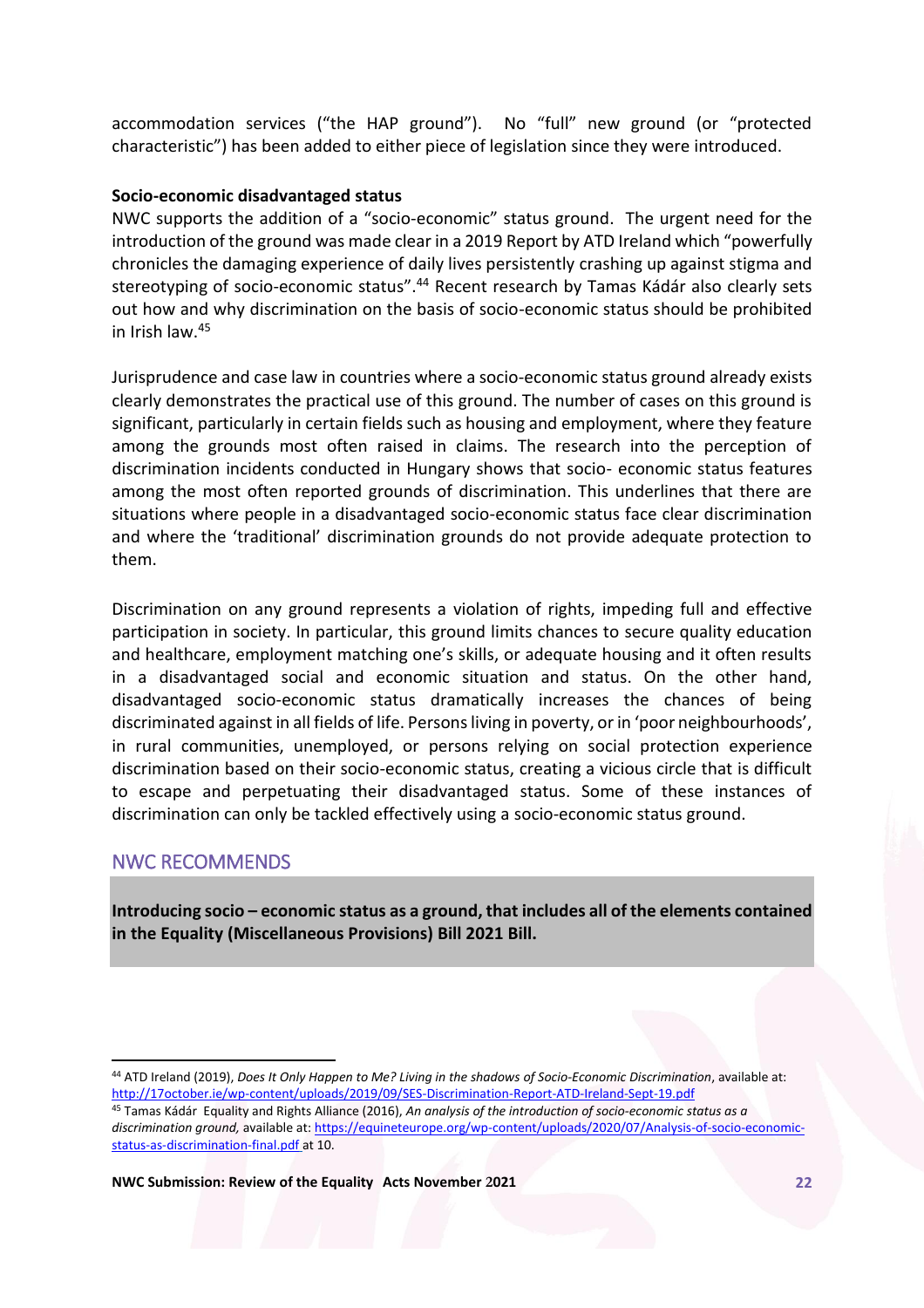accommodation services ("the HAP ground"). No "full" new ground (or "protected characteristic") has been added to either piece of legislation since they were introduced.

**Socio-economic disadvantaged status**

NWC supports the addition of a "socio-economic" status ground. The urgent need for the introduction of the ground was made clear in a 2019 Report by ATD Ireland which "powerfully chronicles the damaging experience of daily lives persistently crashing up against stigma and stereotyping of socio-economic status".[44] Recent research by Tamas Kádár also clearly sets out how and why discrimination on the basis of socio-economic status should be prohibited in Irish law.[45]

Jurisprudence and case law in countries where a socio-economic status ground already exists clearly demonstrates the practical use of this ground. The number of cases on this ground is significant, particularly in certain fields such as housing and employment, where they feature among the grounds most often raised in claims. The research into the perception of discrimination incidents conducted in Hungary shows that socio- economic status features among the most often reported grounds of discrimination. This underlines that there are situations where people in a disadvantaged socio-economic status face clear discrimination and where the 'traditional' discrimination grounds do not provide adequate protection to them.

Discrimination on any ground represents a violation of rights, impeding full and effective participation in society. In particular, this ground limits chances to secure quality education and healthcare, employment matching one's skills, or adequate housing and it often results in a disadvantaged social and economic situation and status. On the other hand, disadvantaged socio-economic status dramatically increases the chances of being discriminated against in all fields of life. Persons living in poverty, or in 'poor neighbourhoods', in rural communities, unemployed, or persons relying on social protection experience discrimination based on their socio-economic status, creating a vicious circle that is difficult to escape and perpetuating their disadvantaged status. Some of these instances of discrimination can only be tackled effectively using a socio-economic status ground.

## NWC RECOMMENDS

**Introducing socio – economic status as a ground, that includes all of the elements contained in the Equality (Miscellaneous Provisions) Bill 2021 Bill.**

---

[44] ATD Ireland (2019), *Does It Only Happen to Me? Living in the shadows of Socio-Economic Discrimination*, available at: http://17october.ie/wp-content/uploads/2019/09/SES-Discrimination-Report-ATD-Ireland-Sept-19.pdf

[45] Tamas Kádár Equality and Rights Alliance (2016), *An analysis of the introduction of socio-economic status as a discrimination ground,* available at: https://equineteurope.org/wp-content/uploads/2020/07/Analysis-of-socio-economic-status-as-discrimination-final.pdf at 10.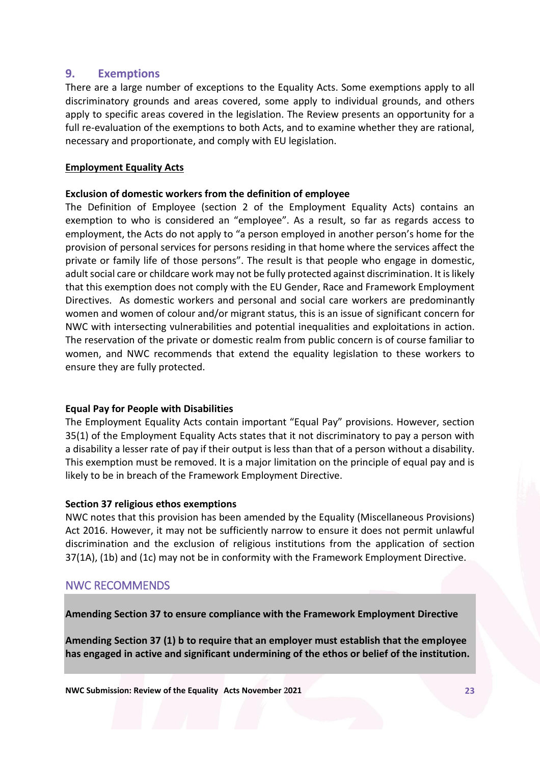## 9. Exemptions

There are a large number of exceptions to the Equality Acts. Some exemptions apply to all discriminatory grounds and areas covered, some apply to individual grounds, and others apply to specific areas covered in the legislation. The Review presents an opportunity for a full re-evaluation of the exemptions to both Acts, and to examine whether they are rational, necessary and proportionate, and comply with EU legislation.

### Employment Equality Acts

**Exclusion of domestic workers from the definition of employee**

The Definition of Employee (section 2 of the Employment Equality Acts) contains an exemption to who is considered an "employee". As a result, so far as regards access to employment, the Acts do not apply to "a person employed in another person's home for the provision of personal services for persons residing in that home where the services affect the private or family life of those persons". The result is that people who engage in domestic, adult social care or childcare work may not be fully protected against discrimination. It is likely that this exemption does not comply with the EU Gender, Race and Framework Employment Directives. As domestic workers and personal and social care workers are predominantly women and women of colour and/or migrant status, this is an issue of significant concern for NWC with intersecting vulnerabilities and potential inequalities and exploitations in action. The reservation of the private or domestic realm from public concern is of course familiar to women, and NWC recommends that extend the equality legislation to these workers to ensure they are fully protected.

**Equal Pay for People with Disabilities**

The Employment Equality Acts contain important "Equal Pay" provisions. However, section 35(1) of the Employment Equality Acts states that it not discriminatory to pay a person with a disability a lesser rate of pay if their output is less than that of a person without a disability. This exemption must be removed. It is a major limitation on the principle of equal pay and is likely to be in breach of the Framework Employment Directive.

**Section 37 religious ethos exemptions**

NWC notes that this provision has been amended by the Equality (Miscellaneous Provisions) Act 2016. However, it may not be sufficiently narrow to ensure it does not permit unlawful discrimination and the exclusion of religious institutions from the application of section 37(1A), (1b) and (1c) may not be in conformity with the Framework Employment Directive.

### NWC RECOMMENDS

**Amending Section 37 to ensure compliance with the Framework Employment Directive**

**Amending Section 37 (1) b to require that an employer must establish that the employee has engaged in active and significant undermining of the ethos or belief of the institution.**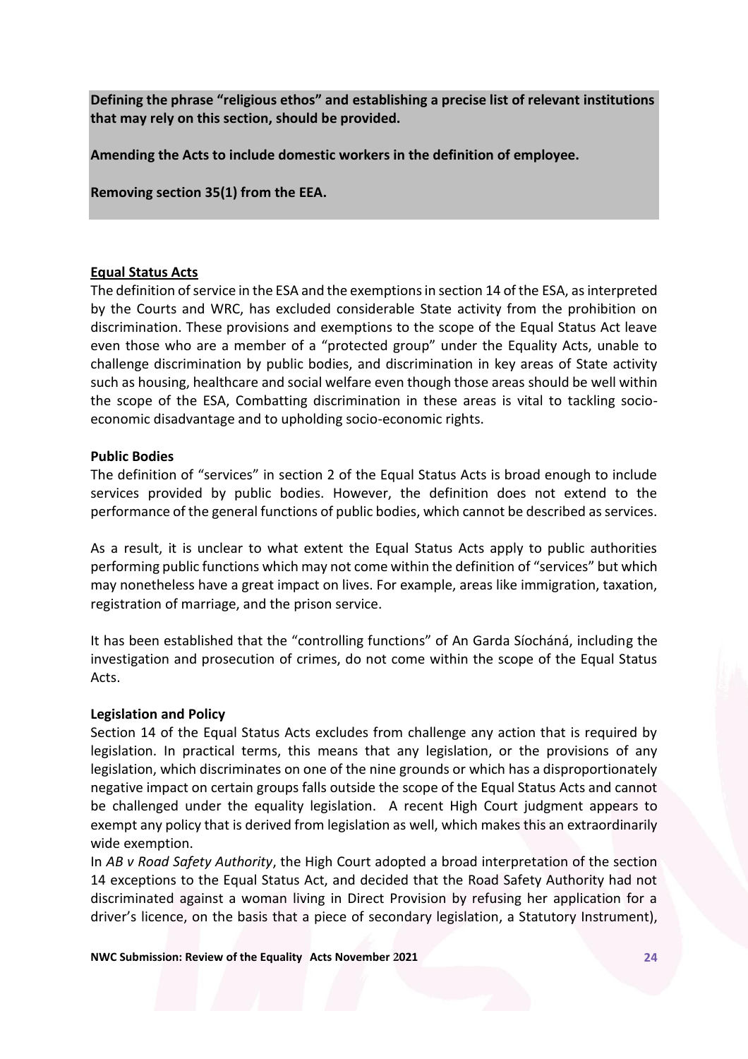**Defining the phrase "religious ethos" and establishing a precise list of relevant institutions that may rely on this section, should be provided.**

**Amending the Acts to include domestic workers in the definition of employee.**

**Removing section 35(1) from the EEA.**

## Equal Status Acts

The definition of service in the ESA and the exemptions in section 14 of the ESA, as interpreted by the Courts and WRC, has excluded considerable State activity from the prohibition on discrimination. These provisions and exemptions to the scope of the Equal Status Act leave even those who are a member of a "protected group" under the Equality Acts, unable to challenge discrimination by public bodies, and discrimination in key areas of State activity such as housing, healthcare and social welfare even though those areas should be well within the scope of the ESA, Combatting discrimination in these areas is vital to tackling socio-economic disadvantage and to upholding socio-economic rights.

### Public Bodies

The definition of "services" in section 2 of the Equal Status Acts is broad enough to include services provided by public bodies. However, the definition does not extend to the performance of the general functions of public bodies, which cannot be described as services.

As a result, it is unclear to what extent the Equal Status Acts apply to public authorities performing public functions which may not come within the definition of "services" but which may nonetheless have a great impact on lives. For example, areas like immigration, taxation, registration of marriage, and the prison service.

It has been established that the "controlling functions" of An Garda Síocháná, including the investigation and prosecution of crimes, do not come within the scope of the Equal Status Acts.

### Legislation and Policy

Section 14 of the Equal Status Acts excludes from challenge any action that is required by legislation. In practical terms, this means that any legislation, or the provisions of any legislation, which discriminates on one of the nine grounds or which has a disproportionately negative impact on certain groups falls outside the scope of the Equal Status Acts and cannot be challenged under the equality legislation. A recent High Court judgment appears to exempt any policy that is derived from legislation as well, which makes this an extraordinarily wide exemption.

In *AB v Road Safety Authority*, the High Court adopted a broad interpretation of the section 14 exceptions to the Equal Status Act, and decided that the Road Safety Authority had not discriminated against a woman living in Direct Provision by refusing her application for a driver's licence, on the basis that a piece of secondary legislation, a Statutory Instrument),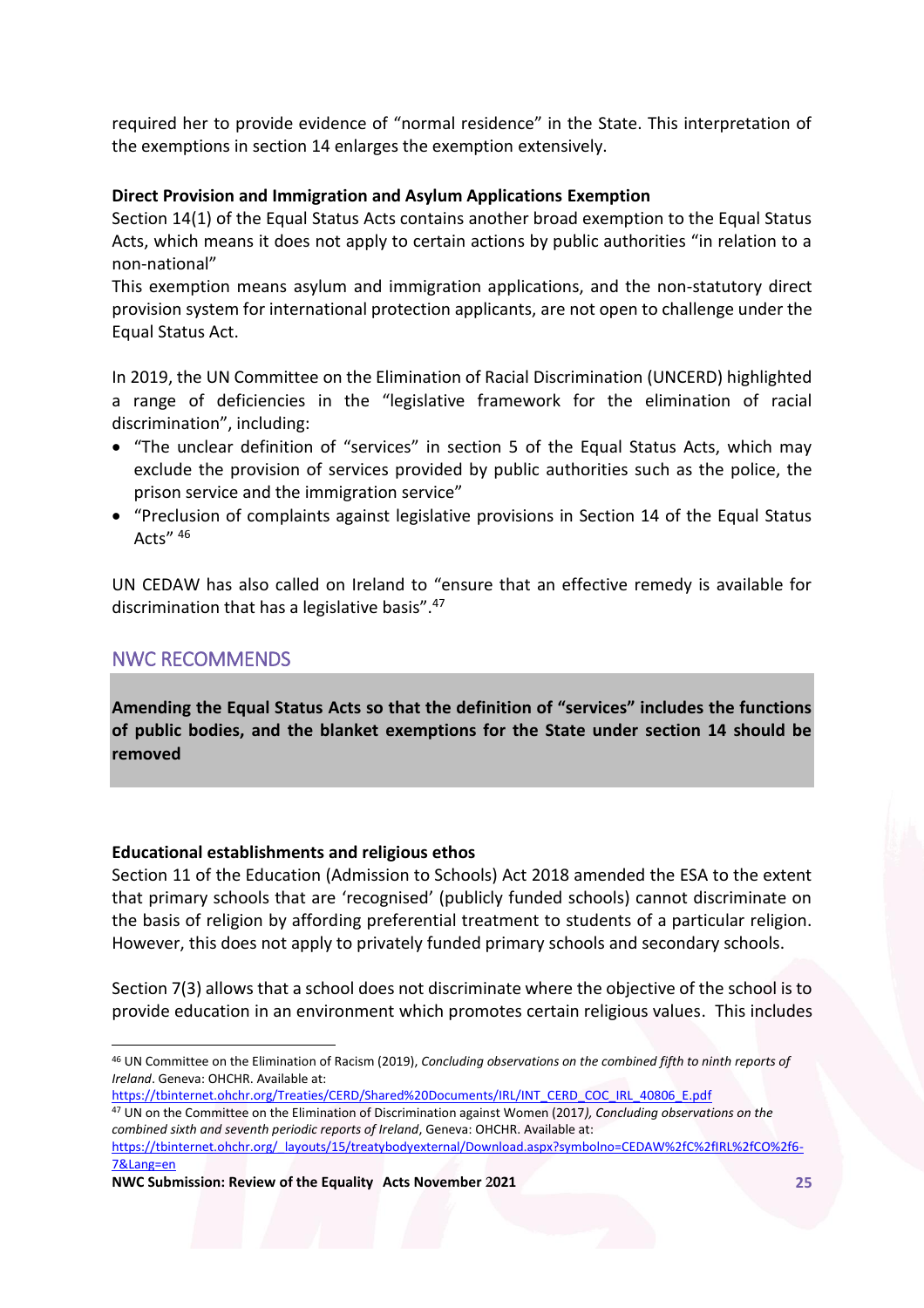required her to provide evidence of "normal residence" in the State. This interpretation of the exemptions in section 14 enlarges the exemption extensively.

**Direct Provision and Immigration and Asylum Applications Exemption**
Section 14(1) of the Equal Status Acts contains another broad exemption to the Equal Status Acts, which means it does not apply to certain actions by public authorities "in relation to a non-national"
This exemption means asylum and immigration applications, and the non-statutory direct provision system for international protection applicants, are not open to challenge under the Equal Status Act.

In 2019, the UN Committee on the Elimination of Racial Discrimination (UNCERD) highlighted a range of deficiencies in the "legislative framework for the elimination of racial discrimination", including:

- "The unclear definition of "services" in section 5 of the Equal Status Acts, which may exclude the provision of services provided by public authorities such as the police, the prison service and the immigration service"
- "Preclusion of complaints against legislative provisions in Section 14 of the Equal Status Acts" [46]

UN CEDAW has also called on Ireland to "ensure that an effective remedy is available for discrimination that has a legislative basis".[47]

## NWC RECOMMENDS

**Amending the Equal Status Acts so that the definition of "services" includes the functions of public bodies, and the blanket exemptions for the State under section 14 should be removed**

**Educational establishments and religious ethos**
Section 11 of the Education (Admission to Schools) Act 2018 amended the ESA to the extent that primary schools that are 'recognised' (publicly funded schools) cannot discriminate on the basis of religion by affording preferential treatment to students of a particular religion. However, this does not apply to privately funded primary schools and secondary schools.

Section 7(3) allows that a school does not discriminate where the objective of the school is to provide education in an environment which promotes certain religious values. This includes

---

[46] UN Committee on the Elimination of Racism (2019), *Concluding observations on the combined fifth to ninth reports of Ireland*. Geneva: OHCHR. Available at: https://tbinternet.ohchr.org/Treaties/CERD/Shared%20Documents/IRL/INT_CERD_COC_IRL_40806_E.pdf

[47] UN on the Committee on the Elimination of Discrimination against Women (2017*), Concluding observations on the combined sixth and seventh periodic reports of Ireland*, Geneva: OHCHR. Available at: https://tbinternet.ohchr.org/_layouts/15/treatybodyexternal/Download.aspx?symbolno=CEDAW%2fC%2fIRL%2fCO%2f6-7&Lang=en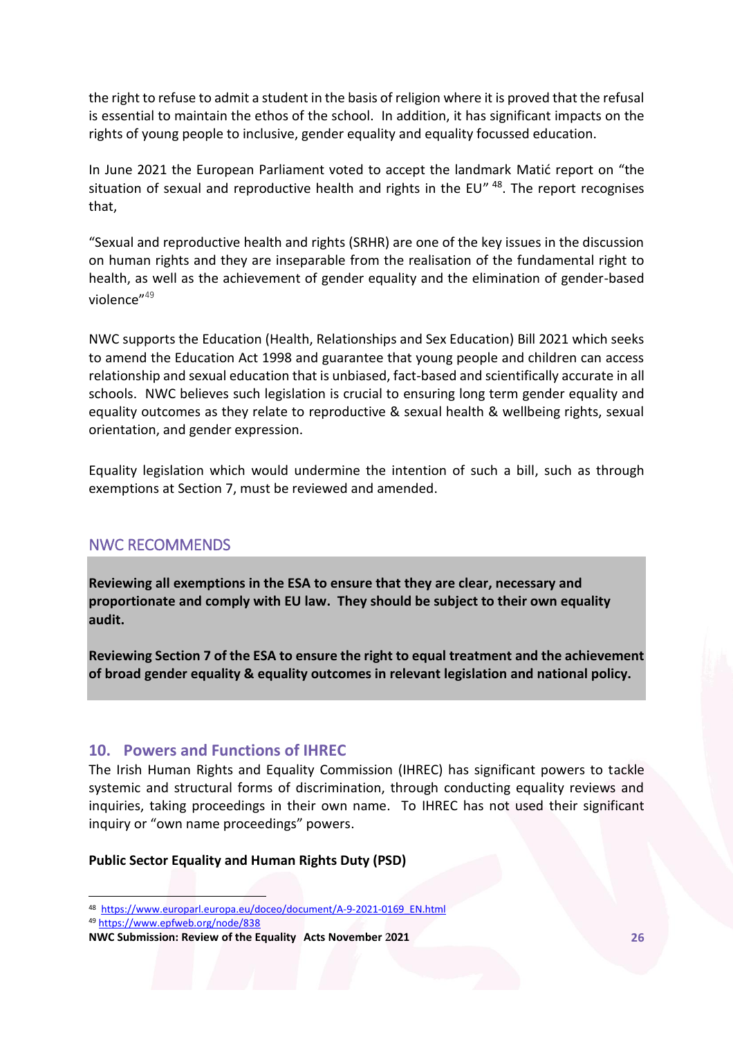the right to refuse to admit a student in the basis of religion where it is proved that the refusal is essential to maintain the ethos of the school. In addition, it has significant impacts on the rights of young people to inclusive, gender equality and equality focussed education.

In June 2021 the European Parliament voted to accept the landmark Matić report on "the situation of sexual and reproductive health and rights in the EU" [48]. The report recognises that,

"Sexual and reproductive health and rights (SRHR) are one of the key issues in the discussion on human rights and they are inseparable from the realisation of the fundamental right to health, as well as the achievement of gender equality and the elimination of gender-based violence"[49]

NWC supports the Education (Health, Relationships and Sex Education) Bill 2021 which seeks to amend the Education Act 1998 and guarantee that young people and children can access relationship and sexual education that is unbiased, fact-based and scientifically accurate in all schools. NWC believes such legislation is crucial to ensuring long term gender equality and equality outcomes as they relate to reproductive & sexual health & wellbeing rights, sexual orientation, and gender expression.

Equality legislation which would undermine the intention of such a bill, such as through exemptions at Section 7, must be reviewed and amended.

### NWC RECOMMENDS

**Reviewing all exemptions in the ESA to ensure that they are clear, necessary and proportionate and comply with EU law. They should be subject to their own equality audit.**

**Reviewing Section 7 of the ESA to ensure the right to equal treatment and the achievement of broad gender equality & equality outcomes in relevant legislation and national policy.**

## 10. Powers and Functions of IHREC

The Irish Human Rights and Equality Commission (IHREC) has significant powers to tackle systemic and structural forms of discrimination, through conducting equality reviews and inquiries, taking proceedings in their own name. To IHREC has not used their significant inquiry or "own name proceedings" powers.

**Public Sector Equality and Human Rights Duty (PSD)**

[48] https://www.europarl.europa.eu/doceo/document/A-9-2021-0169_EN.html

[49] https://www.epfweb.org/node/838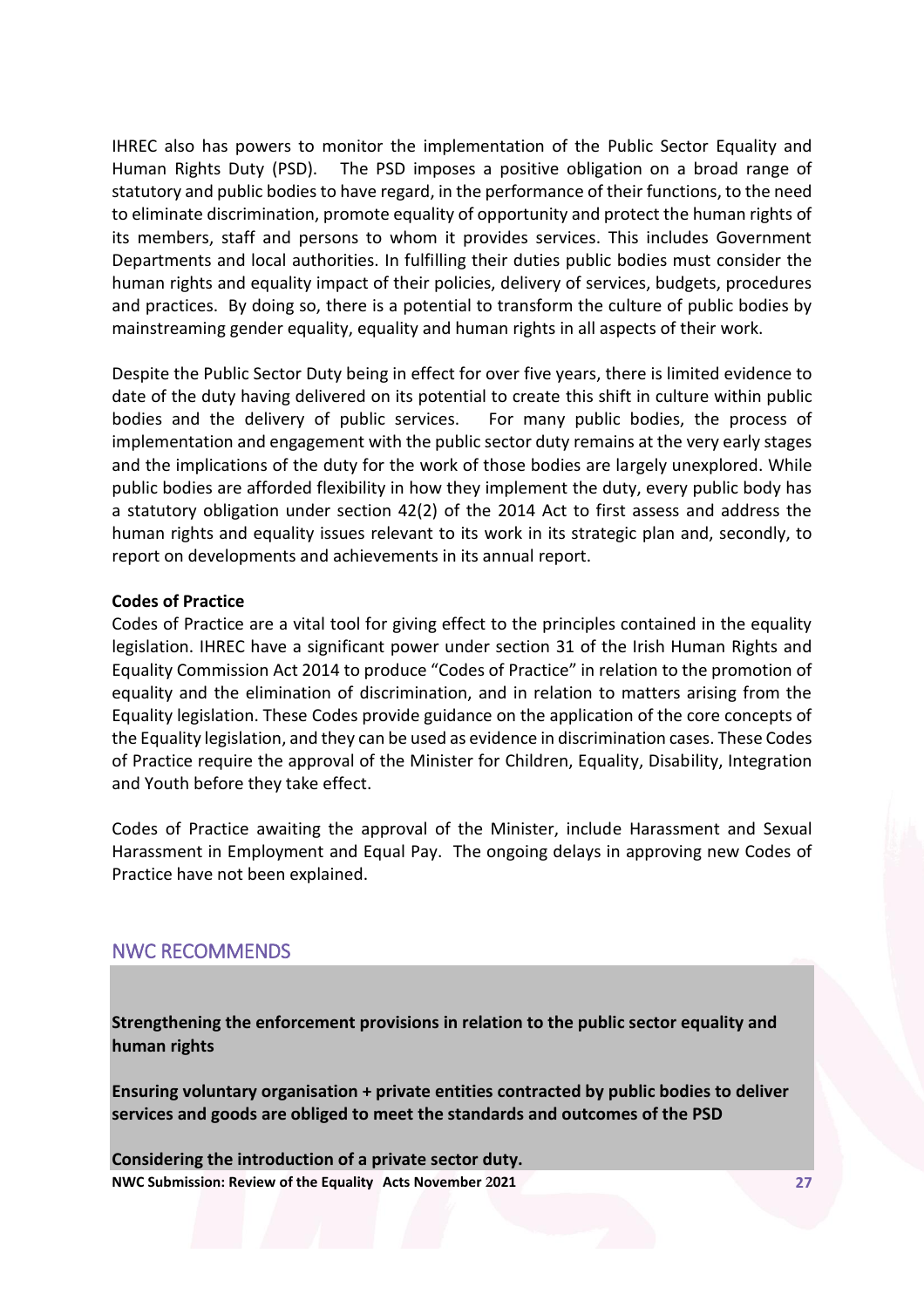IHREC also has powers to monitor the implementation of the Public Sector Equality and Human Rights Duty (PSD). The PSD imposes a positive obligation on a broad range of statutory and public bodies to have regard, in the performance of their functions, to the need to eliminate discrimination, promote equality of opportunity and protect the human rights of its members, staff and persons to whom it provides services. This includes Government Departments and local authorities. In fulfilling their duties public bodies must consider the human rights and equality impact of their policies, delivery of services, budgets, procedures and practices. By doing so, there is a potential to transform the culture of public bodies by mainstreaming gender equality, equality and human rights in all aspects of their work.

Despite the Public Sector Duty being in effect for over five years, there is limited evidence to date of the duty having delivered on its potential to create this shift in culture within public bodies and the delivery of public services. For many public bodies, the process of implementation and engagement with the public sector duty remains at the very early stages and the implications of the duty for the work of those bodies are largely unexplored. While public bodies are afforded flexibility in how they implement the duty, every public body has a statutory obligation under section 42(2) of the 2014 Act to first assess and address the human rights and equality issues relevant to its work in its strategic plan and, secondly, to report on developments and achievements in its annual report.

**Codes of Practice**

Codes of Practice are a vital tool for giving effect to the principles contained in the equality legislation. IHREC have a significant power under section 31 of the Irish Human Rights and Equality Commission Act 2014 to produce "Codes of Practice" in relation to the promotion of equality and the elimination of discrimination, and in relation to matters arising from the Equality legislation. These Codes provide guidance on the application of the core concepts of the Equality legislation, and they can be used as evidence in discrimination cases. These Codes of Practice require the approval of the Minister for Children, Equality, Disability, Integration and Youth before they take effect.

Codes of Practice awaiting the approval of the Minister, include Harassment and Sexual Harassment in Employment and Equal Pay. The ongoing delays in approving new Codes of Practice have not been explained.

## NWC RECOMMENDS

**Strengthening the enforcement provisions in relation to the public sector equality and human rights**

**Ensuring voluntary organisation + private entities contracted by public bodies to deliver services and goods are obliged to meet the standards and outcomes of the PSD**

**Considering the introduction of a private sector duty.**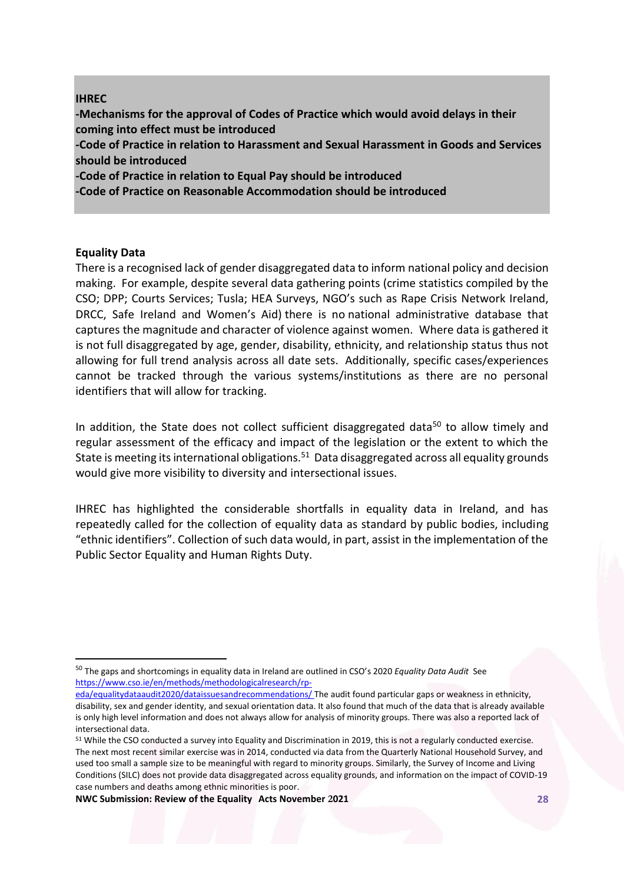**IHREC**
**-Mechanisms for the approval of Codes of Practice which would avoid delays in their coming into effect must be introduced**
**-Code of Practice in relation to Harassment and Sexual Harassment in Goods and Services should be introduced**
**-Code of Practice in relation to Equal Pay should be introduced**
**-Code of Practice on Reasonable Accommodation should be introduced**

**Equality Data**

There is a recognised lack of gender disaggregated data to inform national policy and decision making. For example, despite several data gathering points (crime statistics compiled by the CSO; DPP; Courts Services; Tusla; HEA Surveys, NGO's such as Rape Crisis Network Ireland, DRCC, Safe Ireland and Women's Aid) there is no national administrative database that captures the magnitude and character of violence against women. Where data is gathered it is not full disaggregated by age, gender, disability, ethnicity, and relationship status thus not allowing for full trend analysis across all date sets. Additionally, specific cases/experiences cannot be tracked through the various systems/institutions as there are no personal identifiers that will allow for tracking.

In addition, the State does not collect sufficient disaggregated data[50] to allow timely and regular assessment of the efficacy and impact of the legislation or the extent to which the State is meeting its international obligations.[51] Data disaggregated across all equality grounds would give more visibility to diversity and intersectional issues.

IHREC has highlighted the considerable shortfalls in equality data in Ireland, and has repeatedly called for the collection of equality data as standard by public bodies, including "ethnic identifiers". Collection of such data would, in part, assist in the implementation of the Public Sector Equality and Human Rights Duty.

---

[50] The gaps and shortcomings in equality data in Ireland are outlined in CSO's 2020 *Equality Data Audit* See https://www.cso.ie/en/methods/methodologicalresearch/rp-eda/equalitydataaudit2020/dataissuesandrecommendations/ The audit found particular gaps or weakness in ethnicity, disability, sex and gender identity, and sexual orientation data. It also found that much of the data that is already available is only high level information and does not always allow for analysis of minority groups. There was also a reported lack of intersectional data.

[51] While the CSO conducted a survey into Equality and Discrimination in 2019, this is not a regularly conducted exercise. The next most recent similar exercise was in 2014, conducted via data from the Quarterly National Household Survey, and used too small a sample size to be meaningful with regard to minority groups. Similarly, the Survey of Income and Living Conditions (SILC) does not provide data disaggregated across equality grounds, and information on the impact of COVID-19 case numbers and deaths among ethnic minorities is poor.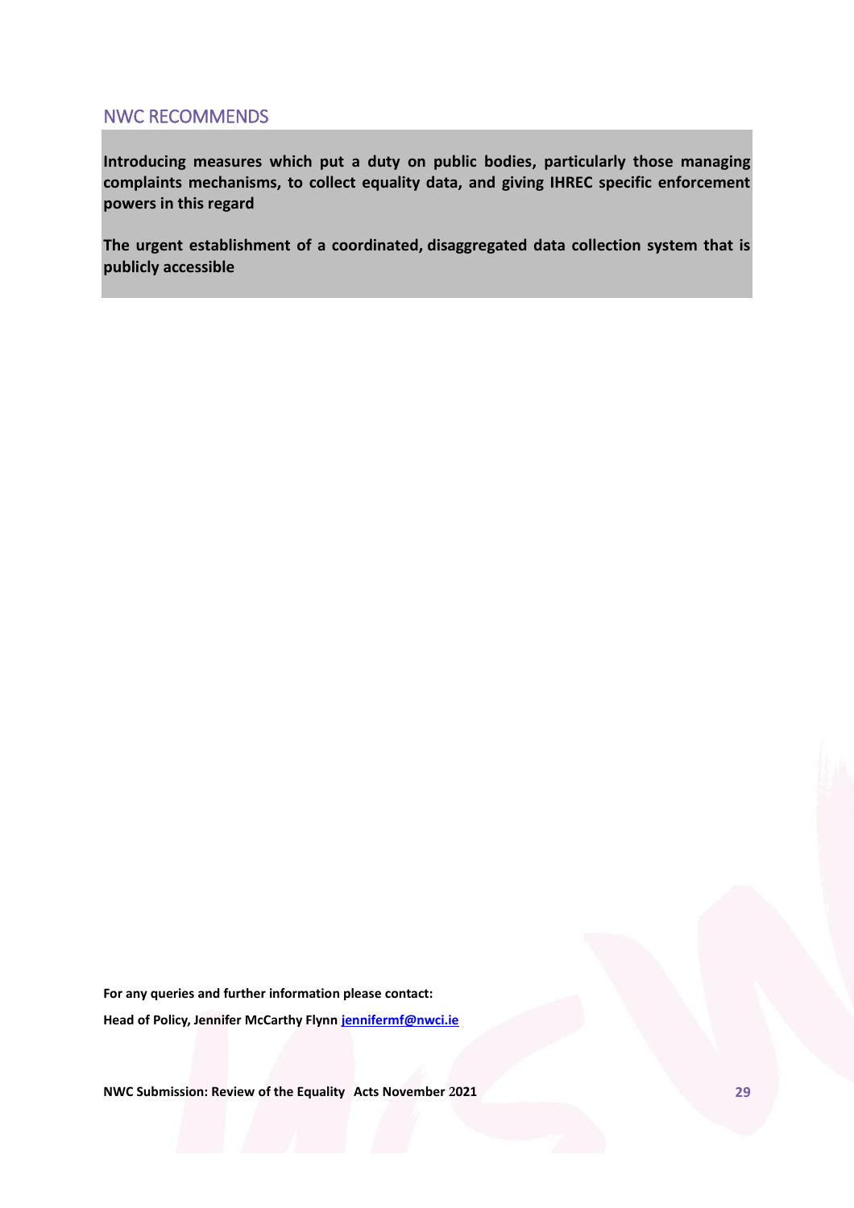## NWC RECOMMENDS

**Introducing measures which put a duty on public bodies, particularly those managing complaints mechanisms, to collect equality data, and giving IHREC specific enforcement powers in this regard**

**The urgent establishment of a coordinated, disaggregated data collection system that is publicly accessible**

**For any queries and further information please contact:**

**Head of Policy, Jennifer McCarthy Flynn [jennifermf@nwci.ie](mailto:jennifermf@nwci.ie)**